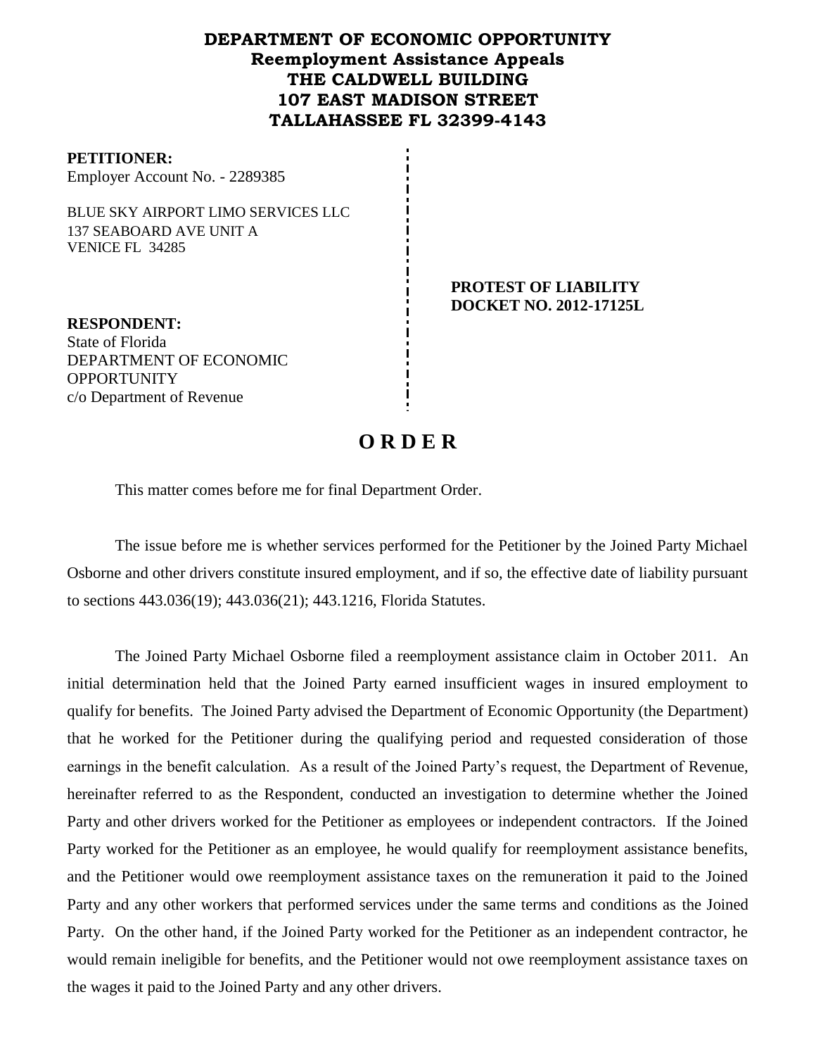# DEPARTMENT OF ECONOMIC OPPORTUNITY
## Reemployment Assistance Appeals
## THE CALDWELL BUILDING
## 107 EAST MADISON STREET
## TALLAHASSEE FL 32399-4143

**PETITIONER:**
Employer Account No. - 2289385

BLUE SKY AIRPORT LIMO SERVICES LLC
137 SEABOARD AVE UNIT A
VENICE FL 34285

**PROTEST OF LIABILITY**
**DOCKET NO. 2012-17125L**

**RESPONDENT:**
State of Florida
DEPARTMENT OF ECONOMIC OPPORTUNITY
c/o Department of Revenue

# O R D E R

This matter comes before me for final Department Order.

The issue before me is whether services performed for the Petitioner by the Joined Party Michael Osborne and other drivers constitute insured employment, and if so, the effective date of liability pursuant to sections 443.036(19); 443.036(21); 443.1216, Florida Statutes.

The Joined Party Michael Osborne filed a reemployment assistance claim in October 2011. An initial determination held that the Joined Party earned insufficient wages in insured employment to qualify for benefits. The Joined Party advised the Department of Economic Opportunity (the Department) that he worked for the Petitioner during the qualifying period and requested consideration of those earnings in the benefit calculation. As a result of the Joined Party's request, the Department of Revenue, hereinafter referred to as the Respondent, conducted an investigation to determine whether the Joined Party and other drivers worked for the Petitioner as employees or independent contractors. If the Joined Party worked for the Petitioner as an employee, he would qualify for reemployment assistance benefits, and the Petitioner would owe reemployment assistance taxes on the remuneration it paid to the Joined Party and any other workers that performed services under the same terms and conditions as the Joined Party. On the other hand, if the Joined Party worked for the Petitioner as an independent contractor, he would remain ineligible for benefits, and the Petitioner would not owe reemployment assistance taxes on the wages it paid to the Joined Party and any other drivers.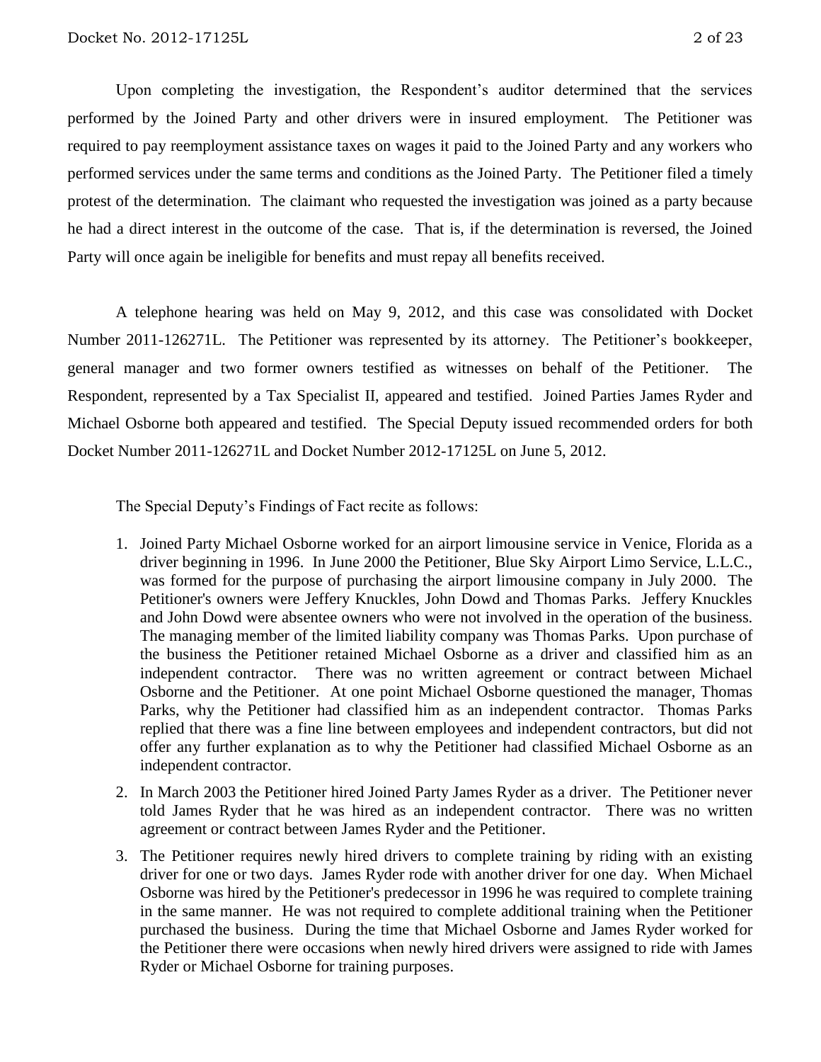Upon completing the investigation, the Respondent's auditor determined that the services performed by the Joined Party and other drivers were in insured employment. The Petitioner was required to pay reemployment assistance taxes on wages it paid to the Joined Party and any workers who performed services under the same terms and conditions as the Joined Party. The Petitioner filed a timely protest of the determination. The claimant who requested the investigation was joined as a party because he had a direct interest in the outcome of the case. That is, if the determination is reversed, the Joined Party will once again be ineligible for benefits and must repay all benefits received.

A telephone hearing was held on May 9, 2012, and this case was consolidated with Docket Number 2011-126271L. The Petitioner was represented by its attorney. The Petitioner's bookkeeper, general manager and two former owners testified as witnesses on behalf of the Petitioner. The Respondent, represented by a Tax Specialist II, appeared and testified. Joined Parties James Ryder and Michael Osborne both appeared and testified. The Special Deputy issued recommended orders for both Docket Number 2011-126271L and Docket Number 2012-17125L on June 5, 2012.

The Special Deputy's Findings of Fact recite as follows:

1. Joined Party Michael Osborne worked for an airport limousine service in Venice, Florida as a driver beginning in 1996. In June 2000 the Petitioner, Blue Sky Airport Limo Service, L.L.C., was formed for the purpose of purchasing the airport limousine company in July 2000. The Petitioner's owners were Jeffery Knuckles, John Dowd and Thomas Parks. Jeffery Knuckles and John Dowd were absentee owners who were not involved in the operation of the business. The managing member of the limited liability company was Thomas Parks. Upon purchase of the business the Petitioner retained Michael Osborne as a driver and classified him as an independent contractor. There was no written agreement or contract between Michael Osborne and the Petitioner. At one point Michael Osborne questioned the manager, Thomas Parks, why the Petitioner had classified him as an independent contractor. Thomas Parks replied that there was a fine line between employees and independent contractors, but did not offer any further explanation as to why the Petitioner had classified Michael Osborne as an independent contractor.
2. In March 2003 the Petitioner hired Joined Party James Ryder as a driver. The Petitioner never told James Ryder that he was hired as an independent contractor. There was no written agreement or contract between James Ryder and the Petitioner.
3. The Petitioner requires newly hired drivers to complete training by riding with an existing driver for one or two days. James Ryder rode with another driver for one day. When Michael Osborne was hired by the Petitioner's predecessor in 1996 he was required to complete training in the same manner. He was not required to complete additional training when the Petitioner purchased the business. During the time that Michael Osborne and James Ryder worked for the Petitioner there were occasions when newly hired drivers were assigned to ride with James Ryder or Michael Osborne for training purposes.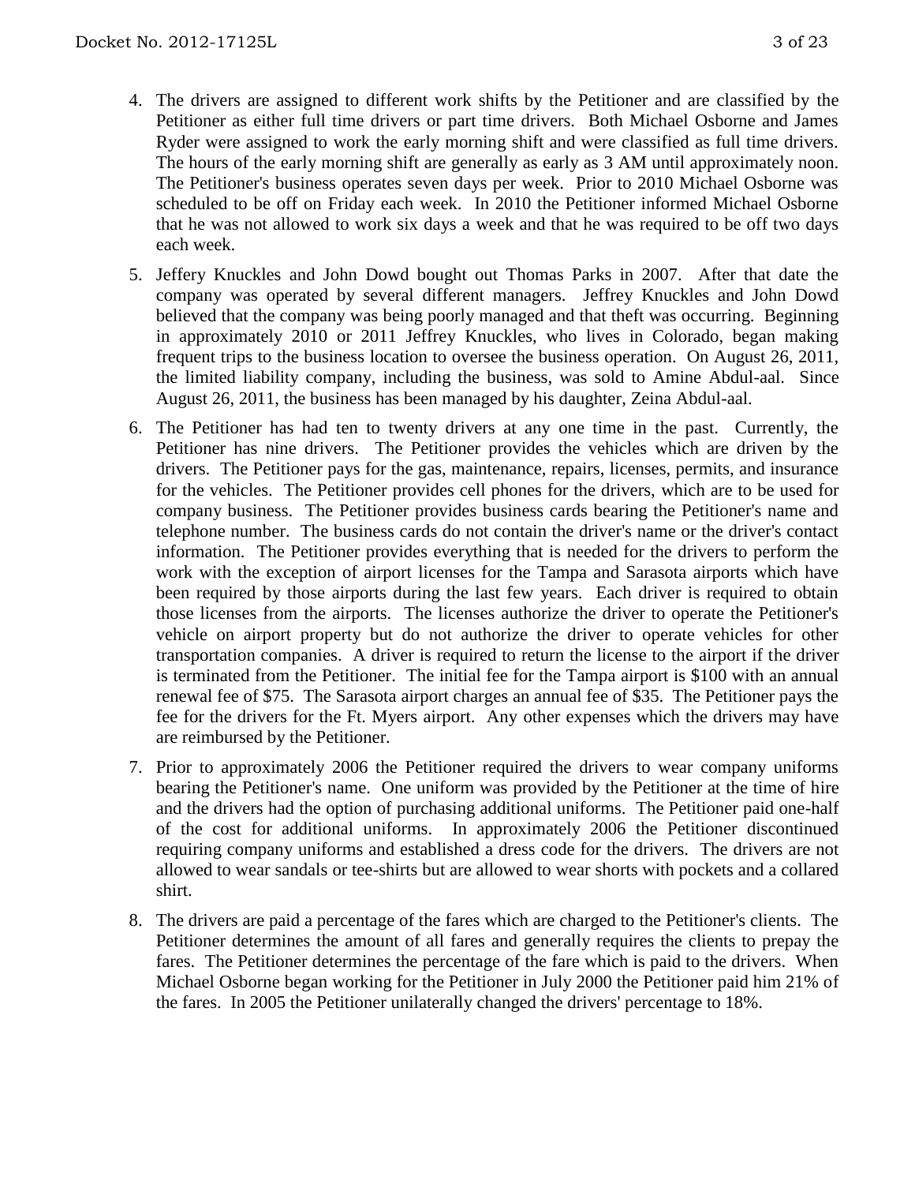4. The drivers are assigned to different work shifts by the Petitioner and are classified by the Petitioner as either full time drivers or part time drivers. Both Michael Osborne and James Ryder were assigned to work the early morning shift and were classified as full time drivers. The hours of the early morning shift are generally as early as 3 AM until approximately noon. The Petitioner's business operates seven days per week. Prior to 2010 Michael Osborne was scheduled to be off on Friday each week. In 2010 the Petitioner informed Michael Osborne that he was not allowed to work six days a week and that he was required to be off two days each week.

5. Jeffery Knuckles and John Dowd bought out Thomas Parks in 2007. After that date the company was operated by several different managers. Jeffrey Knuckles and John Dowd believed that the company was being poorly managed and that theft was occurring. Beginning in approximately 2010 or 2011 Jeffrey Knuckles, who lives in Colorado, began making frequent trips to the business location to oversee the business operation. On August 26, 2011, the limited liability company, including the business, was sold to Amine Abdul-aal. Since August 26, 2011, the business has been managed by his daughter, Zeina Abdul-aal.

6. The Petitioner has had ten to twenty drivers at any one time in the past. Currently, the Petitioner has nine drivers. The Petitioner provides the vehicles which are driven by the drivers. The Petitioner pays for the gas, maintenance, repairs, licenses, permits, and insurance for the vehicles. The Petitioner provides cell phones for the drivers, which are to be used for company business. The Petitioner provides business cards bearing the Petitioner's name and telephone number. The business cards do not contain the driver's name or the driver's contact information. The Petitioner provides everything that is needed for the drivers to perform the work with the exception of airport licenses for the Tampa and Sarasota airports which have been required by those airports during the last few years. Each driver is required to obtain those licenses from the airports. The licenses authorize the driver to operate the Petitioner's vehicle on airport property but do not authorize the driver to operate vehicles for other transportation companies. A driver is required to return the license to the airport if the driver is terminated from the Petitioner. The initial fee for the Tampa airport is $100 with an annual renewal fee of $75. The Sarasota airport charges an annual fee of $35. The Petitioner pays the fee for the drivers for the Ft. Myers airport. Any other expenses which the drivers may have are reimbursed by the Petitioner.

7. Prior to approximately 2006 the Petitioner required the drivers to wear company uniforms bearing the Petitioner's name. One uniform was provided by the Petitioner at the time of hire and the drivers had the option of purchasing additional uniforms. The Petitioner paid one-half of the cost for additional uniforms. In approximately 2006 the Petitioner discontinued requiring company uniforms and established a dress code for the drivers. The drivers are not allowed to wear sandals or tee-shirts but are allowed to wear shorts with pockets and a collared shirt.

8. The drivers are paid a percentage of the fares which are charged to the Petitioner's clients. The Petitioner determines the amount of all fares and generally requires the clients to prepay the fares. The Petitioner determines the percentage of the fare which is paid to the drivers. When Michael Osborne began working for the Petitioner in July 2000 the Petitioner paid him 21% of the fares. In 2005 the Petitioner unilaterally changed the drivers' percentage to 18%.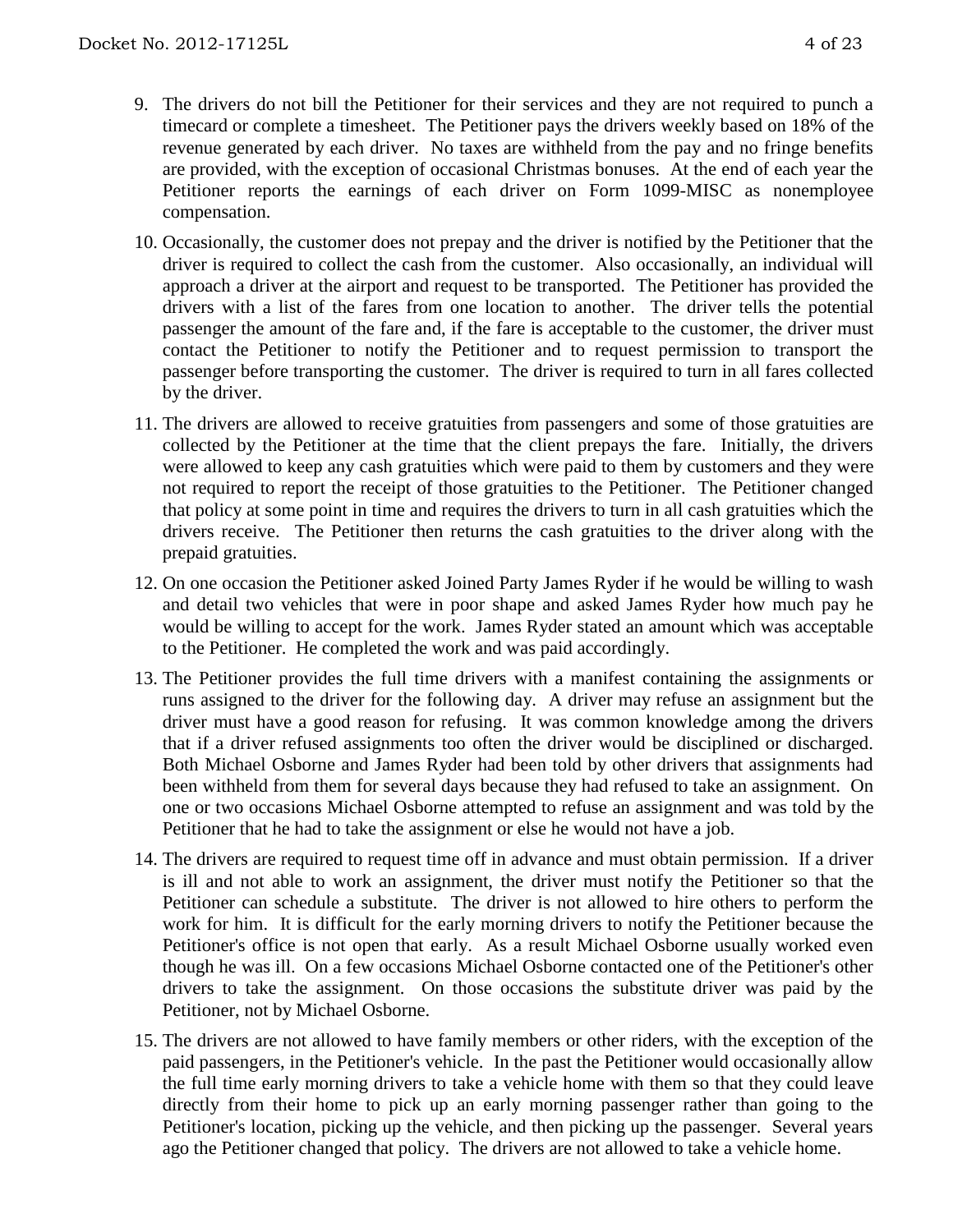9. The drivers do not bill the Petitioner for their services and they are not required to punch a timecard or complete a timesheet. The Petitioner pays the drivers weekly based on 18% of the revenue generated by each driver. No taxes are withheld from the pay and no fringe benefits are provided, with the exception of occasional Christmas bonuses. At the end of each year the Petitioner reports the earnings of each driver on Form 1099-MISC as nonemployee compensation.

10. Occasionally, the customer does not prepay and the driver is notified by the Petitioner that the driver is required to collect the cash from the customer. Also occasionally, an individual will approach a driver at the airport and request to be transported. The Petitioner has provided the drivers with a list of the fares from one location to another. The driver tells the potential passenger the amount of the fare and, if the fare is acceptable to the customer, the driver must contact the Petitioner to notify the Petitioner and to request permission to transport the passenger before transporting the customer. The driver is required to turn in all fares collected by the driver.

11. The drivers are allowed to receive gratuities from passengers and some of those gratuities are collected by the Petitioner at the time that the client prepays the fare. Initially, the drivers were allowed to keep any cash gratuities which were paid to them by customers and they were not required to report the receipt of those gratuities to the Petitioner. The Petitioner changed that policy at some point in time and requires the drivers to turn in all cash gratuities which the drivers receive. The Petitioner then returns the cash gratuities to the driver along with the prepaid gratuities.

12. On one occasion the Petitioner asked Joined Party James Ryder if he would be willing to wash and detail two vehicles that were in poor shape and asked James Ryder how much pay he would be willing to accept for the work. James Ryder stated an amount which was acceptable to the Petitioner. He completed the work and was paid accordingly.

13. The Petitioner provides the full time drivers with a manifest containing the assignments or runs assigned to the driver for the following day. A driver may refuse an assignment but the driver must have a good reason for refusing. It was common knowledge among the drivers that if a driver refused assignments too often the driver would be disciplined or discharged. Both Michael Osborne and James Ryder had been told by other drivers that assignments had been withheld from them for several days because they had refused to take an assignment. On one or two occasions Michael Osborne attempted to refuse an assignment and was told by the Petitioner that he had to take the assignment or else he would not have a job.

14. The drivers are required to request time off in advance and must obtain permission. If a driver is ill and not able to work an assignment, the driver must notify the Petitioner so that the Petitioner can schedule a substitute. The driver is not allowed to hire others to perform the work for him. It is difficult for the early morning drivers to notify the Petitioner because the Petitioner's office is not open that early. As a result Michael Osborne usually worked even though he was ill. On a few occasions Michael Osborne contacted one of the Petitioner's other drivers to take the assignment. On those occasions the substitute driver was paid by the Petitioner, not by Michael Osborne.

15. The drivers are not allowed to have family members or other riders, with the exception of the paid passengers, in the Petitioner's vehicle. In the past the Petitioner would occasionally allow the full time early morning drivers to take a vehicle home with them so that they could leave directly from their home to pick up an early morning passenger rather than going to the Petitioner's location, picking up the vehicle, and then picking up the passenger. Several years ago the Petitioner changed that policy. The drivers are not allowed to take a vehicle home.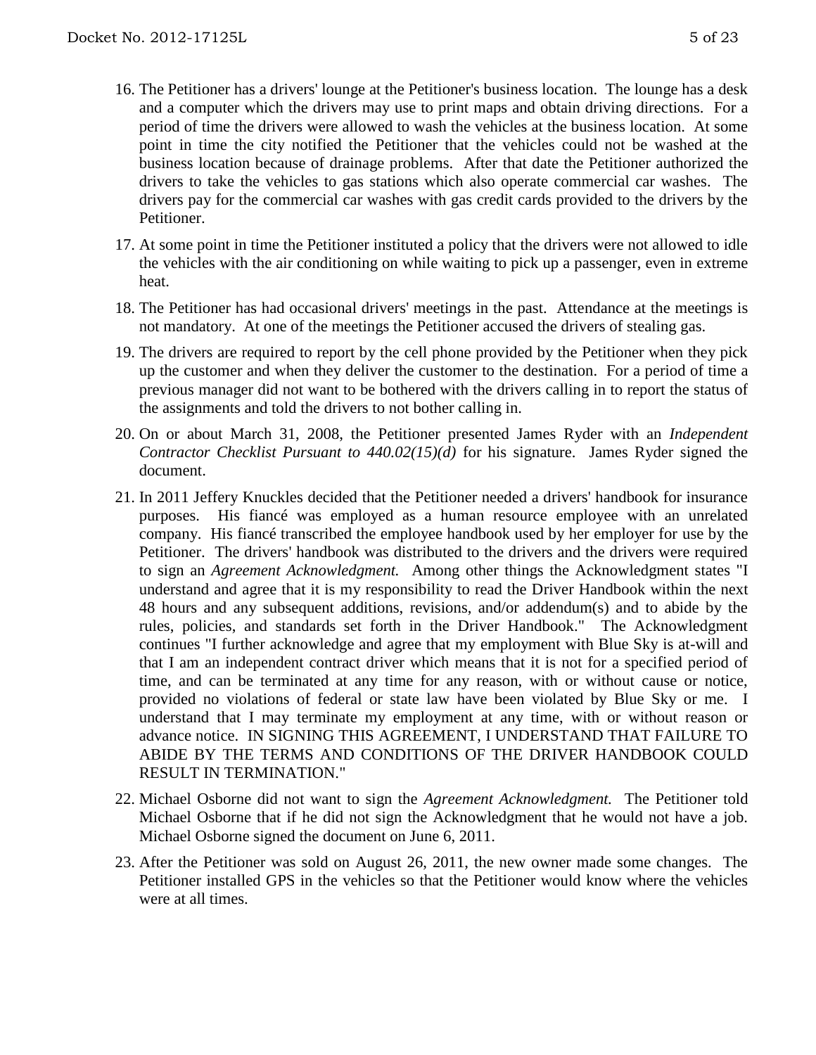16. The Petitioner has a drivers' lounge at the Petitioner's business location. The lounge has a desk and a computer which the drivers may use to print maps and obtain driving directions. For a period of time the drivers were allowed to wash the vehicles at the business location. At some point in time the city notified the Petitioner that the vehicles could not be washed at the business location because of drainage problems. After that date the Petitioner authorized the drivers to take the vehicles to gas stations which also operate commercial car washes. The drivers pay for the commercial car washes with gas credit cards provided to the drivers by the Petitioner.

17. At some point in time the Petitioner instituted a policy that the drivers were not allowed to idle the vehicles with the air conditioning on while waiting to pick up a passenger, even in extreme heat.

18. The Petitioner has had occasional drivers' meetings in the past. Attendance at the meetings is not mandatory. At one of the meetings the Petitioner accused the drivers of stealing gas.

19. The drivers are required to report by the cell phone provided by the Petitioner when they pick up the customer and when they deliver the customer to the destination. For a period of time a previous manager did not want to be bothered with the drivers calling in to report the status of the assignments and told the drivers to not bother calling in.

20. On or about March 31, 2008, the Petitioner presented James Ryder with an *Independent Contractor Checklist Pursuant to 440.02(15)(d)* for his signature. James Ryder signed the document.

21. In 2011 Jeffery Knuckles decided that the Petitioner needed a drivers' handbook for insurance purposes. His fiancé was employed as a human resource employee with an unrelated company. His fiancé transcribed the employee handbook used by her employer for use by the Petitioner. The drivers' handbook was distributed to the drivers and the drivers were required to sign an *Agreement Acknowledgment.* Among other things the Acknowledgment states "I understand and agree that it is my responsibility to read the Driver Handbook within the next 48 hours and any subsequent additions, revisions, and/or addendum(s) and to abide by the rules, policies, and standards set forth in the Driver Handbook." The Acknowledgment continues "I further acknowledge and agree that my employment with Blue Sky is at-will and that I am an independent contract driver which means that it is not for a specified period of time, and can be terminated at any time for any reason, with or without cause or notice, provided no violations of federal or state law have been violated by Blue Sky or me. I understand that I may terminate my employment at any time, with or without reason or advance notice. IN SIGNING THIS AGREEMENT, I UNDERSTAND THAT FAILURE TO ABIDE BY THE TERMS AND CONDITIONS OF THE DRIVER HANDBOOK COULD RESULT IN TERMINATION."

22. Michael Osborne did not want to sign the *Agreement Acknowledgment.* The Petitioner told Michael Osborne that if he did not sign the Acknowledgment that he would not have a job. Michael Osborne signed the document on June 6, 2011.

23. After the Petitioner was sold on August 26, 2011, the new owner made some changes. The Petitioner installed GPS in the vehicles so that the Petitioner would know where the vehicles were at all times.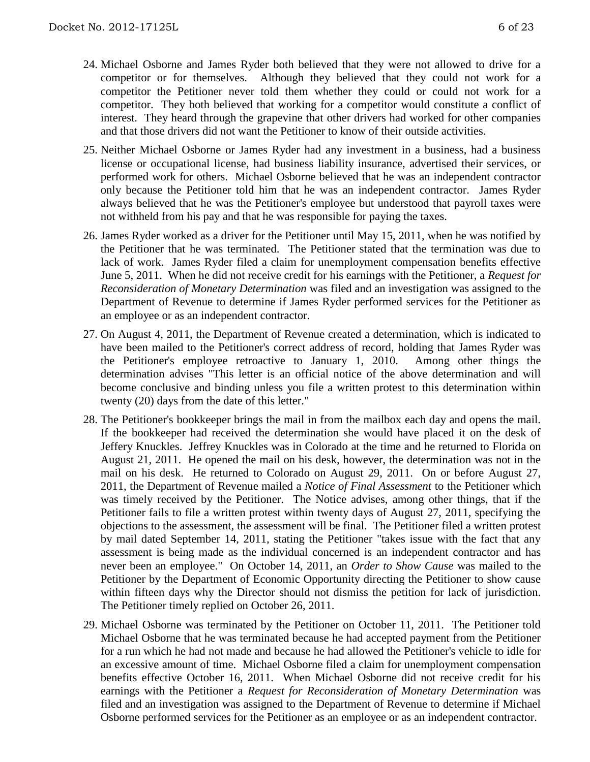24. Michael Osborne and James Ryder both believed that they were not allowed to drive for a competitor or for themselves. Although they believed that they could not work for a competitor the Petitioner never told them whether they could or could not work for a competitor. They both believed that working for a competitor would constitute a conflict of interest. They heard through the grapevine that other drivers had worked for other companies and that those drivers did not want the Petitioner to know of their outside activities.

25. Neither Michael Osborne or James Ryder had any investment in a business, had a business license or occupational license, had business liability insurance, advertised their services, or performed work for others. Michael Osborne believed that he was an independent contractor only because the Petitioner told him that he was an independent contractor. James Ryder always believed that he was the Petitioner's employee but understood that payroll taxes were not withheld from his pay and that he was responsible for paying the taxes.

26. James Ryder worked as a driver for the Petitioner until May 15, 2011, when he was notified by the Petitioner that he was terminated. The Petitioner stated that the termination was due to lack of work. James Ryder filed a claim for unemployment compensation benefits effective June 5, 2011. When he did not receive credit for his earnings with the Petitioner, a *Request for Reconsideration of Monetary Determination* was filed and an investigation was assigned to the Department of Revenue to determine if James Ryder performed services for the Petitioner as an employee or as an independent contractor.

27. On August 4, 2011, the Department of Revenue created a determination, which is indicated to have been mailed to the Petitioner's correct address of record, holding that James Ryder was the Petitioner's employee retroactive to January 1, 2010. Among other things the determination advises "This letter is an official notice of the above determination and will become conclusive and binding unless you file a written protest to this determination within twenty (20) days from the date of this letter."

28. The Petitioner's bookkeeper brings the mail in from the mailbox each day and opens the mail. If the bookkeeper had received the determination she would have placed it on the desk of Jeffery Knuckles. Jeffrey Knuckles was in Colorado at the time and he returned to Florida on August 21, 2011. He opened the mail on his desk, however, the determination was not in the mail on his desk. He returned to Colorado on August 29, 2011. On or before August 27, 2011, the Department of Revenue mailed a *Notice of Final Assessment* to the Petitioner which was timely received by the Petitioner. The Notice advises, among other things, that if the Petitioner fails to file a written protest within twenty days of August 27, 2011, specifying the objections to the assessment, the assessment will be final. The Petitioner filed a written protest by mail dated September 14, 2011, stating the Petitioner "takes issue with the fact that any assessment is being made as the individual concerned is an independent contractor and has never been an employee." On October 14, 2011, an *Order to Show Cause* was mailed to the Petitioner by the Department of Economic Opportunity directing the Petitioner to show cause within fifteen days why the Director should not dismiss the petition for lack of jurisdiction. The Petitioner timely replied on October 26, 2011.

29. Michael Osborne was terminated by the Petitioner on October 11, 2011. The Petitioner told Michael Osborne that he was terminated because he had accepted payment from the Petitioner for a run which he had not made and because he had allowed the Petitioner's vehicle to idle for an excessive amount of time. Michael Osborne filed a claim for unemployment compensation benefits effective October 16, 2011. When Michael Osborne did not receive credit for his earnings with the Petitioner a *Request for Reconsideration of Monetary Determination* was filed and an investigation was assigned to the Department of Revenue to determine if Michael Osborne performed services for the Petitioner as an employee or as an independent contractor.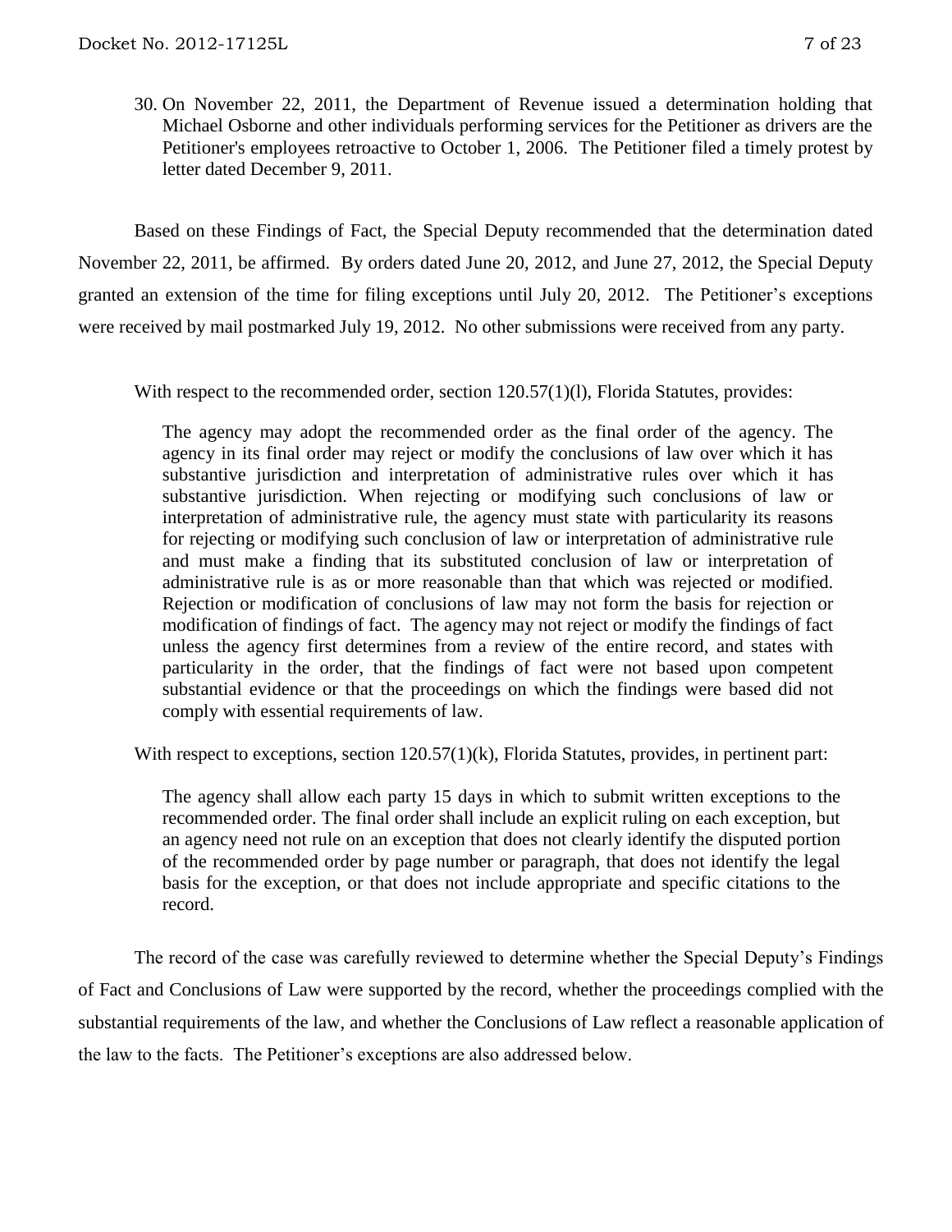30. On November 22, 2011, the Department of Revenue issued a determination holding that Michael Osborne and other individuals performing services for the Petitioner as drivers are the Petitioner's employees retroactive to October 1, 2006. The Petitioner filed a timely protest by letter dated December 9, 2011.

Based on these Findings of Fact, the Special Deputy recommended that the determination dated November 22, 2011, be affirmed. By orders dated June 20, 2012, and June 27, 2012, the Special Deputy granted an extension of the time for filing exceptions until July 20, 2012. The Petitioner's exceptions were received by mail postmarked July 19, 2012. No other submissions were received from any party.

With respect to the recommended order, section 120.57(1)(l), Florida Statutes, provides:

> The agency may adopt the recommended order as the final order of the agency. The agency in its final order may reject or modify the conclusions of law over which it has substantive jurisdiction and interpretation of administrative rules over which it has substantive jurisdiction. When rejecting or modifying such conclusions of law or interpretation of administrative rule, the agency must state with particularity its reasons for rejecting or modifying such conclusion of law or interpretation of administrative rule and must make a finding that its substituted conclusion of law or interpretation of administrative rule is as or more reasonable than that which was rejected or modified. Rejection or modification of conclusions of law may not form the basis for rejection or modification of findings of fact. The agency may not reject or modify the findings of fact unless the agency first determines from a review of the entire record, and states with particularity in the order, that the findings of fact were not based upon competent substantial evidence or that the proceedings on which the findings were based did not comply with essential requirements of law.

With respect to exceptions, section 120.57(1)(k), Florida Statutes, provides, in pertinent part:

> The agency shall allow each party 15 days in which to submit written exceptions to the recommended order. The final order shall include an explicit ruling on each exception, but an agency need not rule on an exception that does not clearly identify the disputed portion of the recommended order by page number or paragraph, that does not identify the legal basis for the exception, or that does not include appropriate and specific citations to the record.

The record of the case was carefully reviewed to determine whether the Special Deputy's Findings of Fact and Conclusions of Law were supported by the record, whether the proceedings complied with the substantial requirements of the law, and whether the Conclusions of Law reflect a reasonable application of the law to the facts. The Petitioner's exceptions are also addressed below.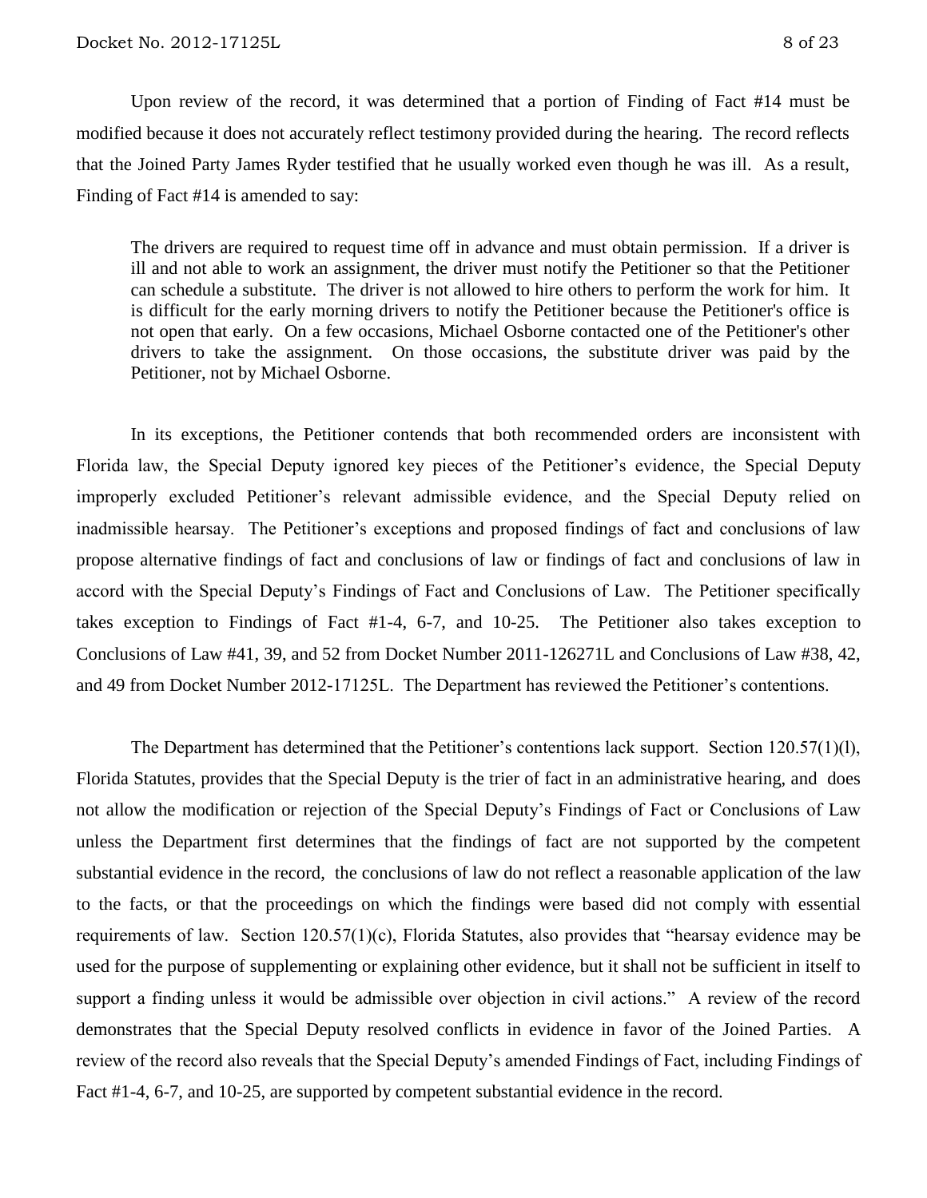Upon review of the record, it was determined that a portion of Finding of Fact #14 must be modified because it does not accurately reflect testimony provided during the hearing. The record reflects that the Joined Party James Ryder testified that he usually worked even though he was ill. As a result, Finding of Fact #14 is amended to say:

> The drivers are required to request time off in advance and must obtain permission. If a driver is ill and not able to work an assignment, the driver must notify the Petitioner so that the Petitioner can schedule a substitute. The driver is not allowed to hire others to perform the work for him. It is difficult for the early morning drivers to notify the Petitioner because the Petitioner's office is not open that early. On a few occasions, Michael Osborne contacted one of the Petitioner's other drivers to take the assignment. On those occasions, the substitute driver was paid by the Petitioner, not by Michael Osborne.

In its exceptions, the Petitioner contends that both recommended orders are inconsistent with Florida law, the Special Deputy ignored key pieces of the Petitioner's evidence, the Special Deputy improperly excluded Petitioner's relevant admissible evidence, and the Special Deputy relied on inadmissible hearsay. The Petitioner's exceptions and proposed findings of fact and conclusions of law propose alternative findings of fact and conclusions of law or findings of fact and conclusions of law in accord with the Special Deputy's Findings of Fact and Conclusions of Law. The Petitioner specifically takes exception to Findings of Fact #1-4, 6-7, and 10-25. The Petitioner also takes exception to Conclusions of Law #41, 39, and 52 from Docket Number 2011-126271L and Conclusions of Law #38, 42, and 49 from Docket Number 2012-17125L. The Department has reviewed the Petitioner's contentions.

The Department has determined that the Petitioner's contentions lack support. Section 120.57(1)(l), Florida Statutes, provides that the Special Deputy is the trier of fact in an administrative hearing, and does not allow the modification or rejection of the Special Deputy's Findings of Fact or Conclusions of Law unless the Department first determines that the findings of fact are not supported by the competent substantial evidence in the record, the conclusions of law do not reflect a reasonable application of the law to the facts, or that the proceedings on which the findings were based did not comply with essential requirements of law. Section 120.57(1)(c), Florida Statutes, also provides that "hearsay evidence may be used for the purpose of supplementing or explaining other evidence, but it shall not be sufficient in itself to support a finding unless it would be admissible over objection in civil actions." A review of the record demonstrates that the Special Deputy resolved conflicts in evidence in favor of the Joined Parties. A review of the record also reveals that the Special Deputy's amended Findings of Fact, including Findings of Fact #1-4, 6-7, and 10-25, are supported by competent substantial evidence in the record.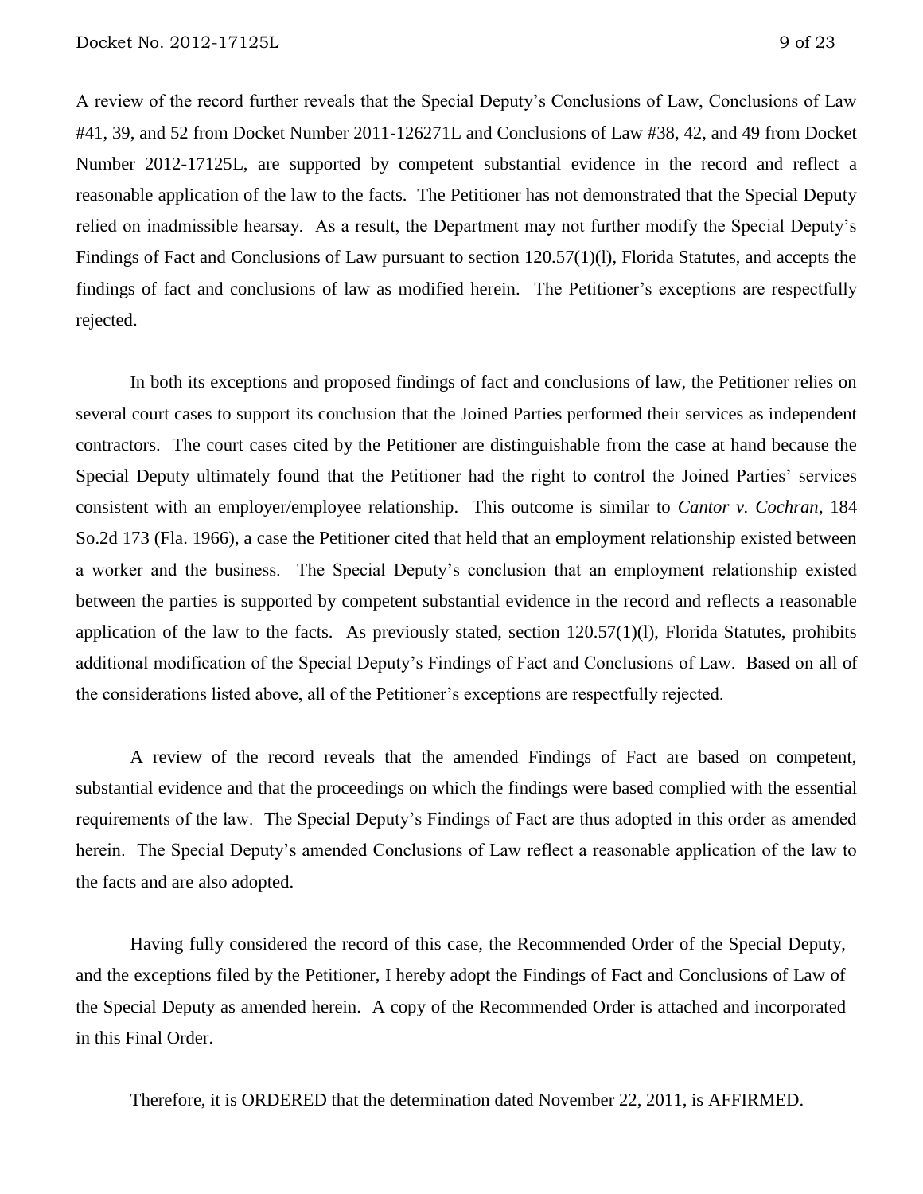A review of the record further reveals that the Special Deputy's Conclusions of Law, Conclusions of Law #41, 39, and 52 from Docket Number 2011-126271L and Conclusions of Law #38, 42, and 49 from Docket Number 2012-17125L, are supported by competent substantial evidence in the record and reflect a reasonable application of the law to the facts. The Petitioner has not demonstrated that the Special Deputy relied on inadmissible hearsay. As a result, the Department may not further modify the Special Deputy's Findings of Fact and Conclusions of Law pursuant to section 120.57(1)(l), Florida Statutes, and accepts the findings of fact and conclusions of law as modified herein. The Petitioner's exceptions are respectfully rejected.

In both its exceptions and proposed findings of fact and conclusions of law, the Petitioner relies on several court cases to support its conclusion that the Joined Parties performed their services as independent contractors. The court cases cited by the Petitioner are distinguishable from the case at hand because the Special Deputy ultimately found that the Petitioner had the right to control the Joined Parties' services consistent with an employer/employee relationship. This outcome is similar to *Cantor v. Cochran*, 184 So.2d 173 (Fla. 1966), a case the Petitioner cited that held that an employment relationship existed between a worker and the business. The Special Deputy's conclusion that an employment relationship existed between the parties is supported by competent substantial evidence in the record and reflects a reasonable application of the law to the facts. As previously stated, section 120.57(1)(l), Florida Statutes, prohibits additional modification of the Special Deputy's Findings of Fact and Conclusions of Law. Based on all of the considerations listed above, all of the Petitioner's exceptions are respectfully rejected.

A review of the record reveals that the amended Findings of Fact are based on competent, substantial evidence and that the proceedings on which the findings were based complied with the essential requirements of the law. The Special Deputy's Findings of Fact are thus adopted in this order as amended herein. The Special Deputy's amended Conclusions of Law reflect a reasonable application of the law to the facts and are also adopted.

Having fully considered the record of this case, the Recommended Order of the Special Deputy, and the exceptions filed by the Petitioner, I hereby adopt the Findings of Fact and Conclusions of Law of the Special Deputy as amended herein. A copy of the Recommended Order is attached and incorporated in this Final Order.

Therefore, it is ORDERED that the determination dated November 22, 2011, is AFFIRMED.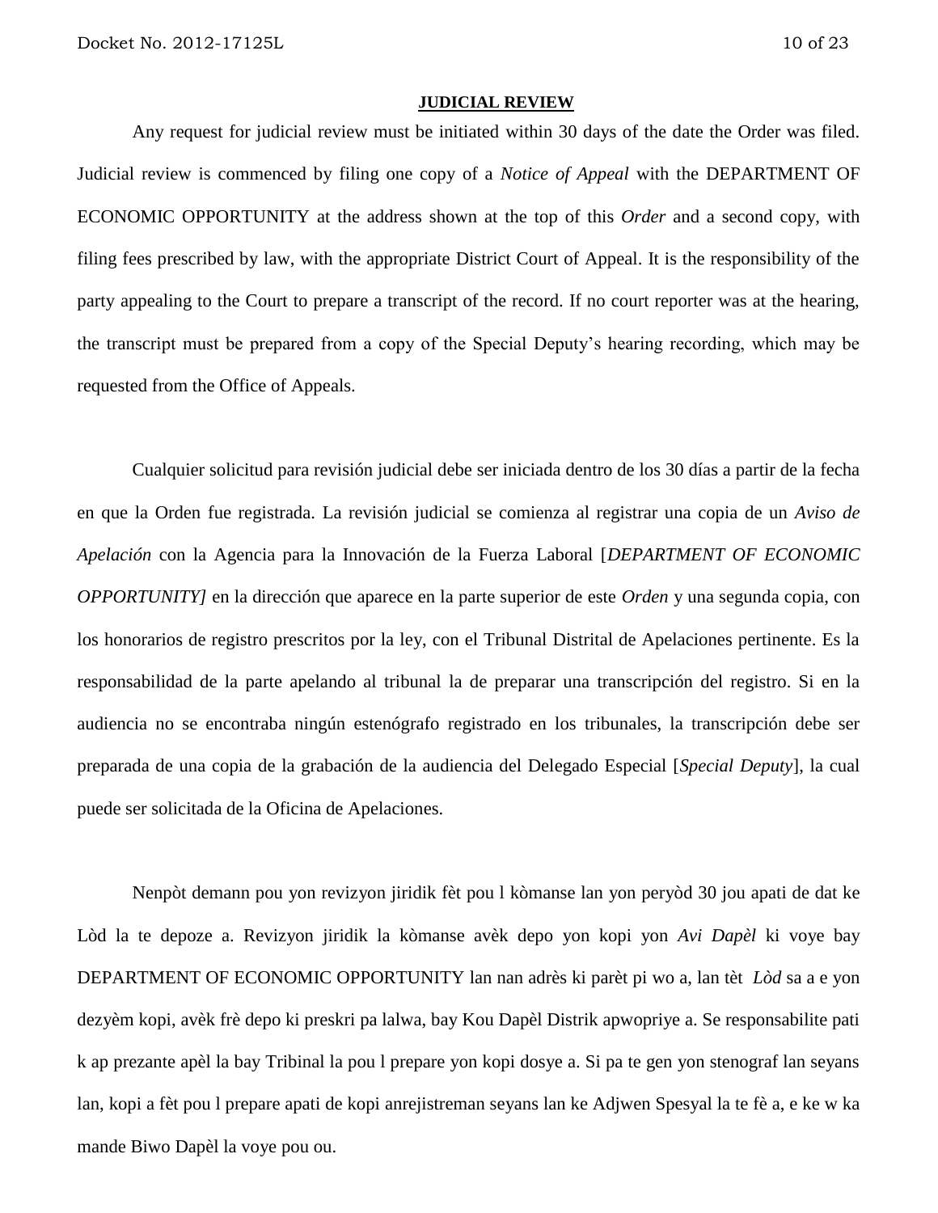**JUDICIAL REVIEW**

Any request for judicial review must be initiated within 30 days of the date the Order was filed. Judicial review is commenced by filing one copy of a *Notice of Appeal* with the DEPARTMENT OF ECONOMIC OPPORTUNITY at the address shown at the top of this *Order* and a second copy, with filing fees prescribed by law, with the appropriate District Court of Appeal. It is the responsibility of the party appealing to the Court to prepare a transcript of the record. If no court reporter was at the hearing, the transcript must be prepared from a copy of the Special Deputy's hearing recording, which may be requested from the Office of Appeals.

Cualquier solicitud para revisión judicial debe ser iniciada dentro de los 30 días a partir de la fecha en que la Orden fue registrada. La revisión judicial se comienza al registrar una copia de un *Aviso de Apelación* con la Agencia para la Innovación de la Fuerza Laboral [*DEPARTMENT OF ECONOMIC OPPORTUNITY]* en la dirección que aparece en la parte superior de este *Orden* y una segunda copia, con los honorarios de registro prescritos por la ley, con el Tribunal Distrital de Apelaciones pertinente. Es la responsabilidad de la parte apelando al tribunal la de preparar una transcripción del registro. Si en la audiencia no se encontraba ningún estenógrafo registrado en los tribunales, la transcripción debe ser preparada de una copia de la grabación de la audiencia del Delegado Especial [*Special Deputy*], la cual puede ser solicitada de la Oficina de Apelaciones.

Nenpòt demann pou yon revizyon jiridik fèt pou l kòmanse lan yon peryòd 30 jou apati de dat ke Lòd la te depoze a. Revizyon jiridik la kòmanse avèk depo yon kopi yon *Avi Dapèl* ki voye bay DEPARTMENT OF ECONOMIC OPPORTUNITY lan nan adrès ki parèt pi wo a, lan tèt *Lòd* sa a e yon dezyèm kopi, avèk frè depo ki preskri pa lalwa, bay Kou Dapèl Distrik apwopriye a. Se responsabilite pati k ap prezante apèl la bay Tribinal la pou l prepare yon kopi dosye a. Si pa te gen yon stenograf lan seyans lan, kopi a fèt pou l prepare apati de kopi anrejistreman seyans lan ke Adjwen Spesyal la te fè a, e ke w ka mande Biwo Dapèl la voye pou ou.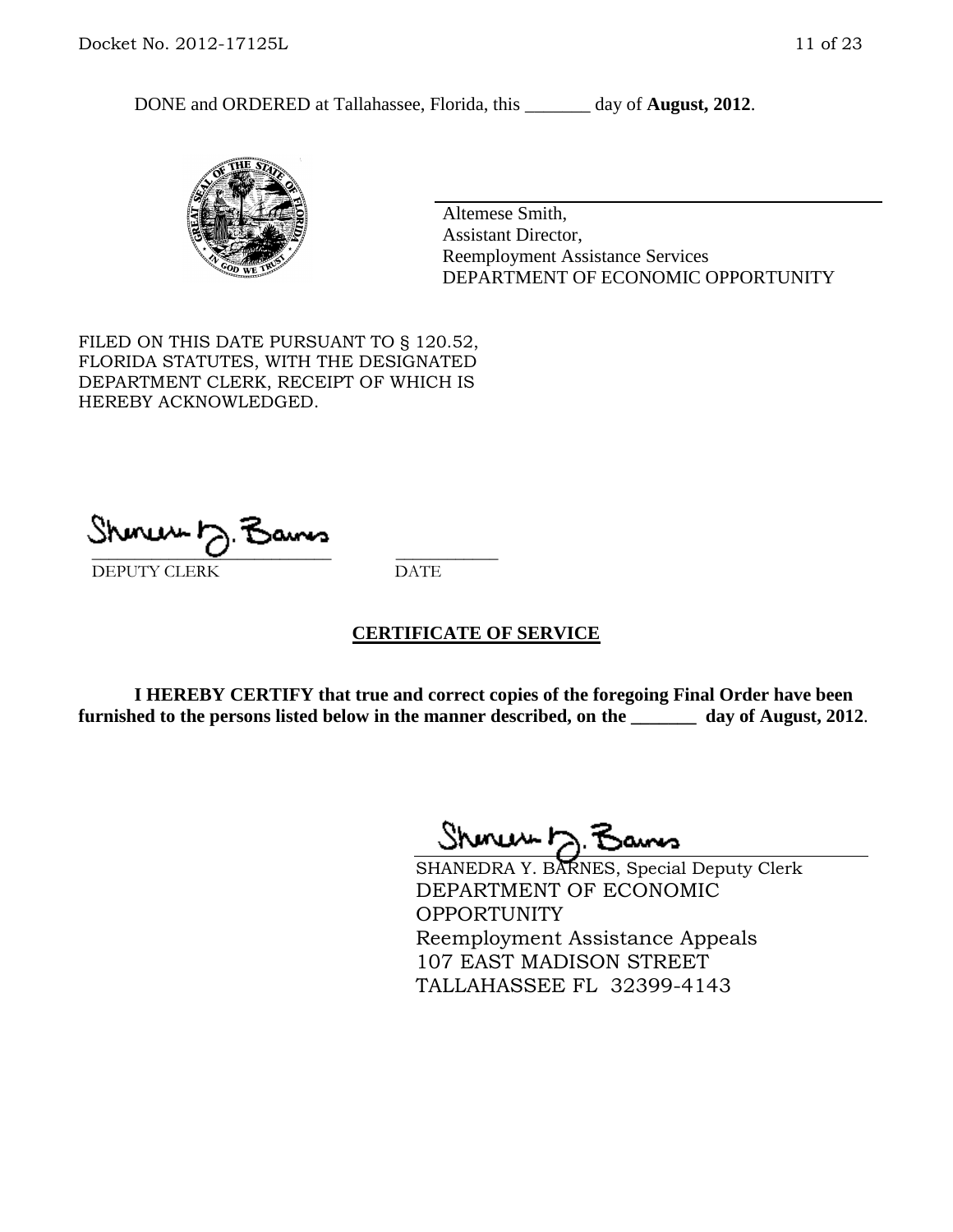DONE and ORDERED at Tallahassee, Florida, this _______ day of **August, 2012**.

Altemese Smith,
Assistant Director,
Reemployment Assistance Services
DEPARTMENT OF ECONOMIC OPPORTUNITY

FILED ON THIS DATE PURSUANT TO § 120.52, FLORIDA STATUTES, WITH THE DESIGNATED DEPARTMENT CLERK, RECEIPT OF WHICH IS HEREBY ACKNOWLEDGED.

___________________________ ___________
DEPUTY CLERK DATE

## CERTIFICATE OF SERVICE

**I HEREBY CERTIFY that true and correct copies of the foregoing Final Order have been furnished to the persons listed below in the manner described, on the _______ day of August, 2012**.

SHANEDRA Y. BARNES, Special Deputy Clerk
DEPARTMENT OF ECONOMIC OPPORTUNITY
Reemployment Assistance Appeals
107 EAST MADISON STREET
TALLAHASSEE FL 32399-4143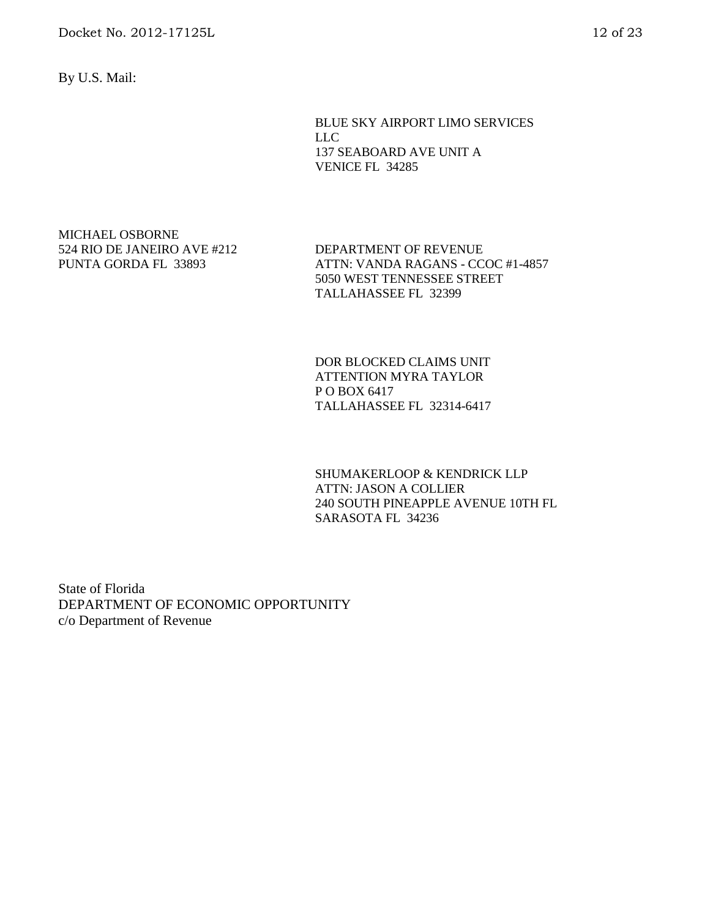By U.S. Mail:

BLUE SKY AIRPORT LIMO SERVICES  
LLC  
137 SEABOARD AVE UNIT A  
VENICE FL 34285

MICHAEL OSBORNE  
524 RIO DE JANEIRO AVE #212  
PUNTA GORDA FL 33893

DEPARTMENT OF REVENUE  
ATTN: VANDA RAGANS - CCOC #1-4857  
5050 WEST TENNESSEE STREET  
TALLAHASSEE FL 32399

DOR BLOCKED CLAIMS UNIT  
ATTENTION MYRA TAYLOR  
P O BOX 6417  
TALLAHASSEE FL 32314-6417

SHUMAKERLOOP & KENDRICK LLP  
ATTN: JASON A COLLIER  
240 SOUTH PINEAPPLE AVENUE 10TH FL  
SARASOTA FL 34236

State of Florida  
DEPARTMENT OF ECONOMIC OPPORTUNITY  
c/o Department of Revenue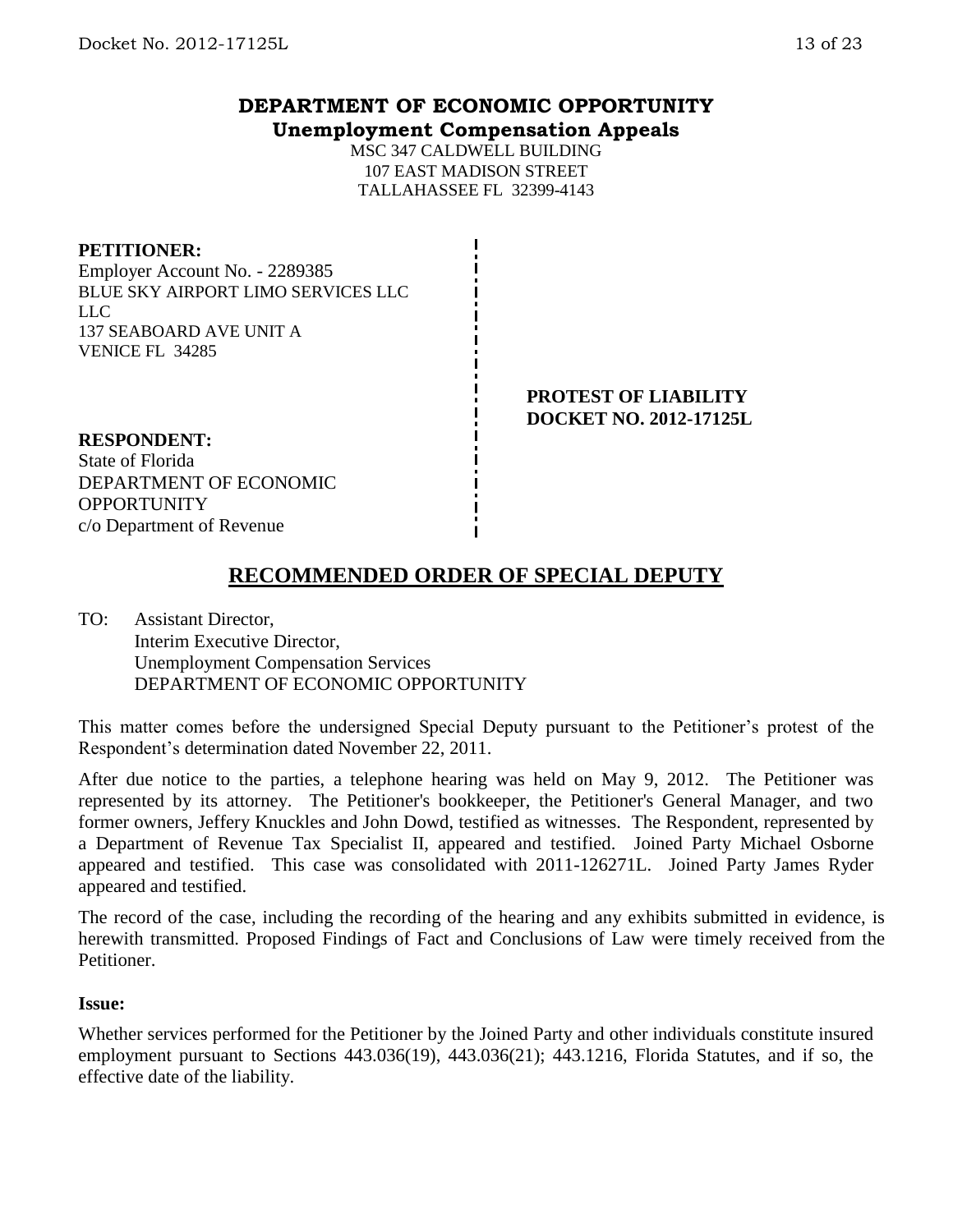# DEPARTMENT OF ECONOMIC OPPORTUNITY
## Unemployment Compensation Appeals

MSC 347 CALDWELL BUILDING
107 EAST MADISON STREET
TALLAHASSEE FL 32399-4143

**PETITIONER:**
Employer Account No. - 2289385
BLUE SKY AIRPORT LIMO SERVICES LLC
LLC
137 SEABOARD AVE UNIT A
VENICE FL 34285

**PROTEST OF LIABILITY**
**DOCKET NO. 2012-17125L**

**RESPONDENT:**
State of Florida
DEPARTMENT OF ECONOMIC
OPPORTUNITY
c/o Department of Revenue

## RECOMMENDED ORDER OF SPECIAL DEPUTY

TO: Assistant Director,
Interim Executive Director,
Unemployment Compensation Services
DEPARTMENT OF ECONOMIC OPPORTUNITY

This matter comes before the undersigned Special Deputy pursuant to the Petitioner's protest of the Respondent's determination dated November 22, 2011.

After due notice to the parties, a telephone hearing was held on May 9, 2012. The Petitioner was represented by its attorney. The Petitioner's bookkeeper, the Petitioner's General Manager, and two former owners, Jeffery Knuckles and John Dowd, testified as witnesses. The Respondent, represented by a Department of Revenue Tax Specialist II, appeared and testified. Joined Party Michael Osborne appeared and testified. This case was consolidated with 2011-126271L. Joined Party James Ryder appeared and testified.

The record of the case, including the recording of the hearing and any exhibits submitted in evidence, is herewith transmitted. Proposed Findings of Fact and Conclusions of Law were timely received from the Petitioner.

**Issue:**

Whether services performed for the Petitioner by the Joined Party and other individuals constitute insured employment pursuant to Sections 443.036(19), 443.036(21); 443.1216, Florida Statutes, and if so, the effective date of the liability.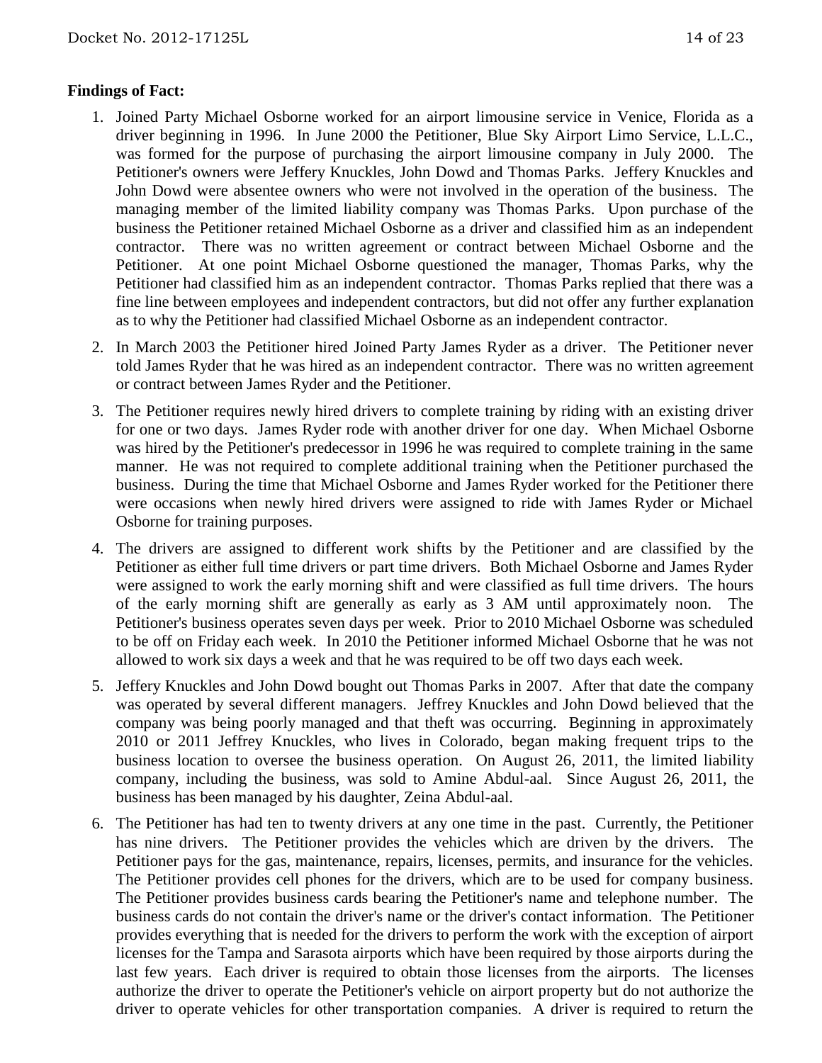**Findings of Fact:**

1. Joined Party Michael Osborne worked for an airport limousine service in Venice, Florida as a driver beginning in 1996. In June 2000 the Petitioner, Blue Sky Airport Limo Service, L.L.C., was formed for the purpose of purchasing the airport limousine company in July 2000. The Petitioner's owners were Jeffery Knuckles, John Dowd and Thomas Parks. Jeffery Knuckles and John Dowd were absentee owners who were not involved in the operation of the business. The managing member of the limited liability company was Thomas Parks. Upon purchase of the business the Petitioner retained Michael Osborne as a driver and classified him as an independent contractor. There was no written agreement or contract between Michael Osborne and the Petitioner. At one point Michael Osborne questioned the manager, Thomas Parks, why the Petitioner had classified him as an independent contractor. Thomas Parks replied that there was a fine line between employees and independent contractors, but did not offer any further explanation as to why the Petitioner had classified Michael Osborne as an independent contractor.

2. In March 2003 the Petitioner hired Joined Party James Ryder as a driver. The Petitioner never told James Ryder that he was hired as an independent contractor. There was no written agreement or contract between James Ryder and the Petitioner.

3. The Petitioner requires newly hired drivers to complete training by riding with an existing driver for one or two days. James Ryder rode with another driver for one day. When Michael Osborne was hired by the Petitioner's predecessor in 1996 he was required to complete training in the same manner. He was not required to complete additional training when the Petitioner purchased the business. During the time that Michael Osborne and James Ryder worked for the Petitioner there were occasions when newly hired drivers were assigned to ride with James Ryder or Michael Osborne for training purposes.

4. The drivers are assigned to different work shifts by the Petitioner and are classified by the Petitioner as either full time drivers or part time drivers. Both Michael Osborne and James Ryder were assigned to work the early morning shift and were classified as full time drivers. The hours of the early morning shift are generally as early as 3 AM until approximately noon. The Petitioner's business operates seven days per week. Prior to 2010 Michael Osborne was scheduled to be off on Friday each week. In 2010 the Petitioner informed Michael Osborne that he was not allowed to work six days a week and that he was required to be off two days each week.

5. Jeffery Knuckles and John Dowd bought out Thomas Parks in 2007. After that date the company was operated by several different managers. Jeffrey Knuckles and John Dowd believed that the company was being poorly managed and that theft was occurring. Beginning in approximately 2010 or 2011 Jeffrey Knuckles, who lives in Colorado, began making frequent trips to the business location to oversee the business operation. On August 26, 2011, the limited liability company, including the business, was sold to Amine Abdul-aal. Since August 26, 2011, the business has been managed by his daughter, Zeina Abdul-aal.

6. The Petitioner has had ten to twenty drivers at any one time in the past. Currently, the Petitioner has nine drivers. The Petitioner provides the vehicles which are driven by the drivers. The Petitioner pays for the gas, maintenance, repairs, licenses, permits, and insurance for the vehicles. The Petitioner provides cell phones for the drivers, which are to be used for company business. The Petitioner provides business cards bearing the Petitioner's name and telephone number. The business cards do not contain the driver's name or the driver's contact information. The Petitioner provides everything that is needed for the drivers to perform the work with the exception of airport licenses for the Tampa and Sarasota airports which have been required by those airports during the last few years. Each driver is required to obtain those licenses from the airports. The licenses authorize the driver to operate the Petitioner's vehicle on airport property but do not authorize the driver to operate vehicles for other transportation companies. A driver is required to return the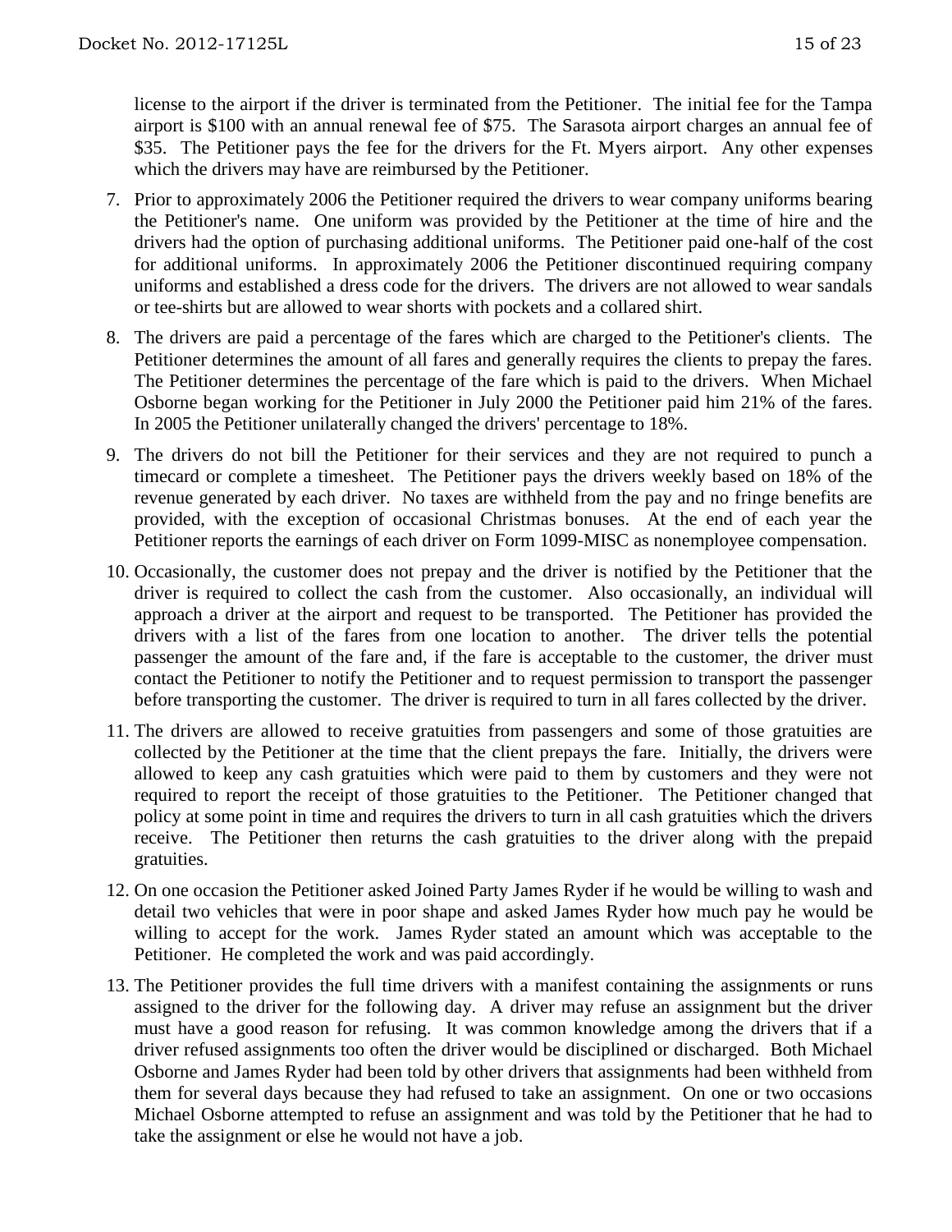license to the airport if the driver is terminated from the Petitioner. The initial fee for the Tampa airport is $100 with an annual renewal fee of $75. The Sarasota airport charges an annual fee of $35. The Petitioner pays the fee for the drivers for the Ft. Myers airport. Any other expenses which the drivers may have are reimbursed by the Petitioner.

7. Prior to approximately 2006 the Petitioner required the drivers to wear company uniforms bearing the Petitioner's name. One uniform was provided by the Petitioner at the time of hire and the drivers had the option of purchasing additional uniforms. The Petitioner paid one-half of the cost for additional uniforms. In approximately 2006 the Petitioner discontinued requiring company uniforms and established a dress code for the drivers. The drivers are not allowed to wear sandals or tee-shirts but are allowed to wear shorts with pockets and a collared shirt.

8. The drivers are paid a percentage of the fares which are charged to the Petitioner's clients. The Petitioner determines the amount of all fares and generally requires the clients to prepay the fares. The Petitioner determines the percentage of the fare which is paid to the drivers. When Michael Osborne began working for the Petitioner in July 2000 the Petitioner paid him 21% of the fares. In 2005 the Petitioner unilaterally changed the drivers' percentage to 18%.

9. The drivers do not bill the Petitioner for their services and they are not required to punch a timecard or complete a timesheet. The Petitioner pays the drivers weekly based on 18% of the revenue generated by each driver. No taxes are withheld from the pay and no fringe benefits are provided, with the exception of occasional Christmas bonuses. At the end of each year the Petitioner reports the earnings of each driver on Form 1099-MISC as nonemployee compensation.

10. Occasionally, the customer does not prepay and the driver is notified by the Petitioner that the driver is required to collect the cash from the customer. Also occasionally, an individual will approach a driver at the airport and request to be transported. The Petitioner has provided the drivers with a list of the fares from one location to another. The driver tells the potential passenger the amount of the fare and, if the fare is acceptable to the customer, the driver must contact the Petitioner to notify the Petitioner and to request permission to transport the passenger before transporting the customer. The driver is required to turn in all fares collected by the driver.

11. The drivers are allowed to receive gratuities from passengers and some of those gratuities are collected by the Petitioner at the time that the client prepays the fare. Initially, the drivers were allowed to keep any cash gratuities which were paid to them by customers and they were not required to report the receipt of those gratuities to the Petitioner. The Petitioner changed that policy at some point in time and requires the drivers to turn in all cash gratuities which the drivers receive. The Petitioner then returns the cash gratuities to the driver along with the prepaid gratuities.

12. On one occasion the Petitioner asked Joined Party James Ryder if he would be willing to wash and detail two vehicles that were in poor shape and asked James Ryder how much pay he would be willing to accept for the work. James Ryder stated an amount which was acceptable to the Petitioner. He completed the work and was paid accordingly.

13. The Petitioner provides the full time drivers with a manifest containing the assignments or runs assigned to the driver for the following day. A driver may refuse an assignment but the driver must have a good reason for refusing. It was common knowledge among the drivers that if a driver refused assignments too often the driver would be disciplined or discharged. Both Michael Osborne and James Ryder had been told by other drivers that assignments had been withheld from them for several days because they had refused to take an assignment. On one or two occasions Michael Osborne attempted to refuse an assignment and was told by the Petitioner that he had to take the assignment or else he would not have a job.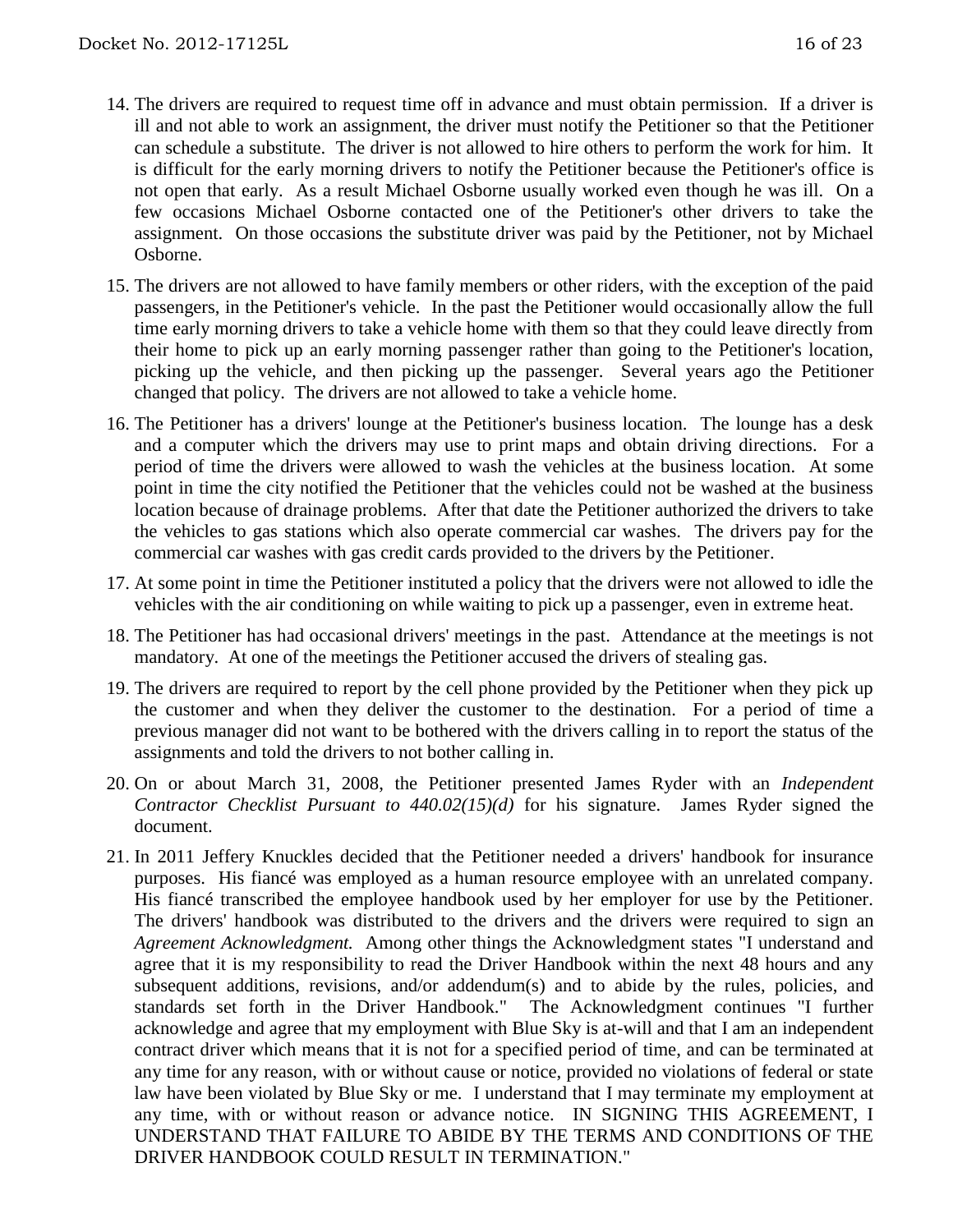14. The drivers are required to request time off in advance and must obtain permission. If a driver is ill and not able to work an assignment, the driver must notify the Petitioner so that the Petitioner can schedule a substitute. The driver is not allowed to hire others to perform the work for him. It is difficult for the early morning drivers to notify the Petitioner because the Petitioner's office is not open that early. As a result Michael Osborne usually worked even though he was ill. On a few occasions Michael Osborne contacted one of the Petitioner's other drivers to take the assignment. On those occasions the substitute driver was paid by the Petitioner, not by Michael Osborne.

15. The drivers are not allowed to have family members or other riders, with the exception of the paid passengers, in the Petitioner's vehicle. In the past the Petitioner would occasionally allow the full time early morning drivers to take a vehicle home with them so that they could leave directly from their home to pick up an early morning passenger rather than going to the Petitioner's location, picking up the vehicle, and then picking up the passenger. Several years ago the Petitioner changed that policy. The drivers are not allowed to take a vehicle home.

16. The Petitioner has a drivers' lounge at the Petitioner's business location. The lounge has a desk and a computer which the drivers may use to print maps and obtain driving directions. For a period of time the drivers were allowed to wash the vehicles at the business location. At some point in time the city notified the Petitioner that the vehicles could not be washed at the business location because of drainage problems. After that date the Petitioner authorized the drivers to take the vehicles to gas stations which also operate commercial car washes. The drivers pay for the commercial car washes with gas credit cards provided to the drivers by the Petitioner.

17. At some point in time the Petitioner instituted a policy that the drivers were not allowed to idle the vehicles with the air conditioning on while waiting to pick up a passenger, even in extreme heat.

18. The Petitioner has had occasional drivers' meetings in the past. Attendance at the meetings is not mandatory. At one of the meetings the Petitioner accused the drivers of stealing gas.

19. The drivers are required to report by the cell phone provided by the Petitioner when they pick up the customer and when they deliver the customer to the destination. For a period of time a previous manager did not want to be bothered with the drivers calling in to report the status of the assignments and told the drivers to not bother calling in.

20. On or about March 31, 2008, the Petitioner presented James Ryder with an *Independent Contractor Checklist Pursuant to 440.02(15)(d)* for his signature. James Ryder signed the document.

21. In 2011 Jeffery Knuckles decided that the Petitioner needed a drivers' handbook for insurance purposes. His fiancé was employed as a human resource employee with an unrelated company. His fiancé transcribed the employee handbook used by her employer for use by the Petitioner. The drivers' handbook was distributed to the drivers and the drivers were required to sign an *Agreement Acknowledgment.* Among other things the Acknowledgment states "I understand and agree that it is my responsibility to read the Driver Handbook within the next 48 hours and any subsequent additions, revisions, and/or addendum(s) and to abide by the rules, policies, and standards set forth in the Driver Handbook." The Acknowledgment continues "I further acknowledge and agree that my employment with Blue Sky is at-will and that I am an independent contract driver which means that it is not for a specified period of time, and can be terminated at any time for any reason, with or without cause or notice, provided no violations of federal or state law have been violated by Blue Sky or me. I understand that I may terminate my employment at any time, with or without reason or advance notice. IN SIGNING THIS AGREEMENT, I UNDERSTAND THAT FAILURE TO ABIDE BY THE TERMS AND CONDITIONS OF THE DRIVER HANDBOOK COULD RESULT IN TERMINATION."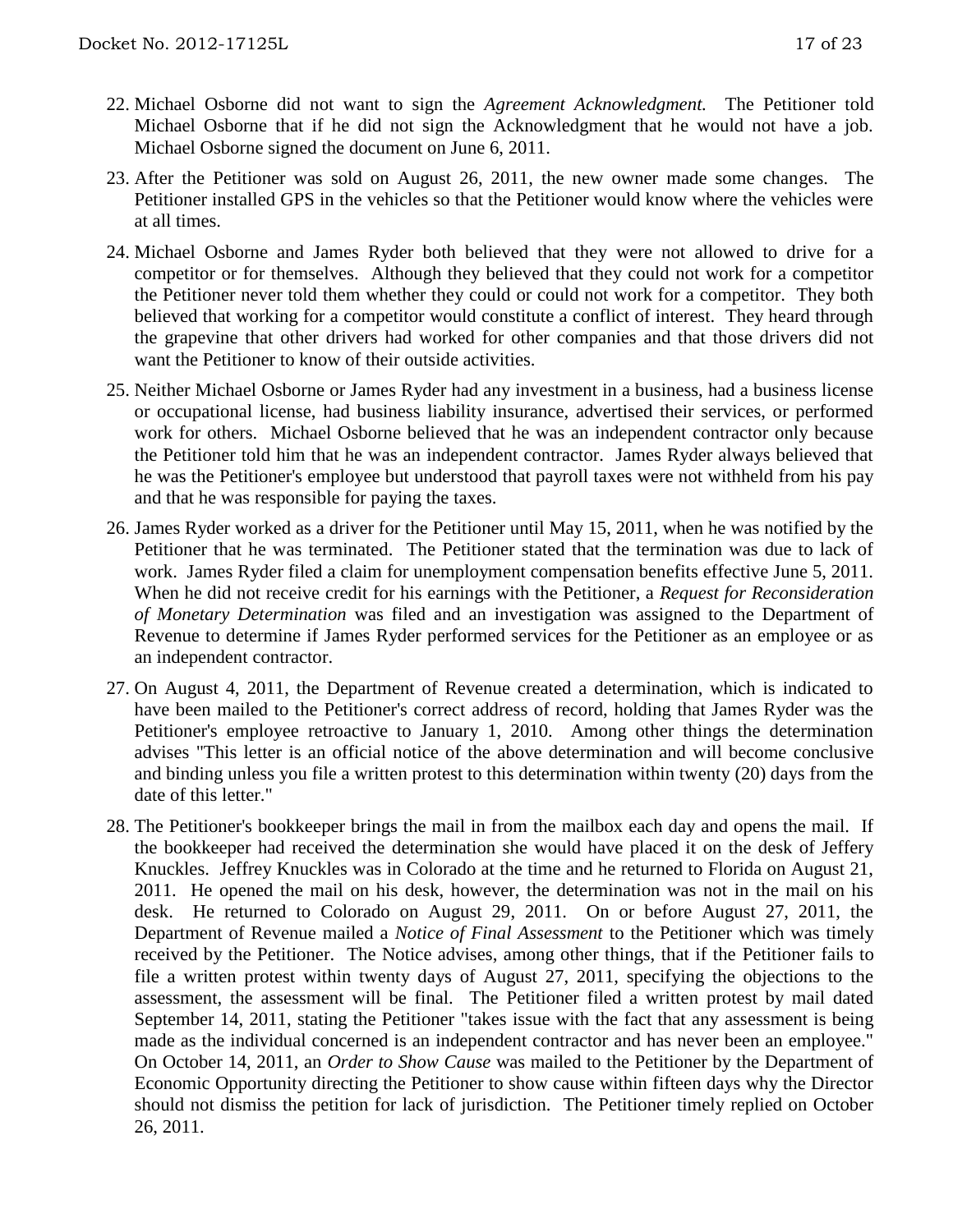22. Michael Osborne did not want to sign the *Agreement Acknowledgment.* The Petitioner told Michael Osborne that if he did not sign the Acknowledgment that he would not have a job. Michael Osborne signed the document on June 6, 2011.

23. After the Petitioner was sold on August 26, 2011, the new owner made some changes. The Petitioner installed GPS in the vehicles so that the Petitioner would know where the vehicles were at all times.

24. Michael Osborne and James Ryder both believed that they were not allowed to drive for a competitor or for themselves. Although they believed that they could not work for a competitor the Petitioner never told them whether they could or could not work for a competitor. They both believed that working for a competitor would constitute a conflict of interest. They heard through the grapevine that other drivers had worked for other companies and that those drivers did not want the Petitioner to know of their outside activities.

25. Neither Michael Osborne or James Ryder had any investment in a business, had a business license or occupational license, had business liability insurance, advertised their services, or performed work for others. Michael Osborne believed that he was an independent contractor only because the Petitioner told him that he was an independent contractor. James Ryder always believed that he was the Petitioner's employee but understood that payroll taxes were not withheld from his pay and that he was responsible for paying the taxes.

26. James Ryder worked as a driver for the Petitioner until May 15, 2011, when he was notified by the Petitioner that he was terminated. The Petitioner stated that the termination was due to lack of work. James Ryder filed a claim for unemployment compensation benefits effective June 5, 2011. When he did not receive credit for his earnings with the Petitioner, a *Request for Reconsideration of Monetary Determination* was filed and an investigation was assigned to the Department of Revenue to determine if James Ryder performed services for the Petitioner as an employee or as an independent contractor.

27. On August 4, 2011, the Department of Revenue created a determination, which is indicated to have been mailed to the Petitioner's correct address of record, holding that James Ryder was the Petitioner's employee retroactive to January 1, 2010. Among other things the determination advises "This letter is an official notice of the above determination and will become conclusive and binding unless you file a written protest to this determination within twenty (20) days from the date of this letter."

28. The Petitioner's bookkeeper brings the mail in from the mailbox each day and opens the mail. If the bookkeeper had received the determination she would have placed it on the desk of Jeffery Knuckles. Jeffrey Knuckles was in Colorado at the time and he returned to Florida on August 21, 2011. He opened the mail on his desk, however, the determination was not in the mail on his desk. He returned to Colorado on August 29, 2011. On or before August 27, 2011, the Department of Revenue mailed a *Notice of Final Assessment* to the Petitioner which was timely received by the Petitioner. The Notice advises, among other things, that if the Petitioner fails to file a written protest within twenty days of August 27, 2011, specifying the objections to the assessment, the assessment will be final. The Petitioner filed a written protest by mail dated September 14, 2011, stating the Petitioner "takes issue with the fact that any assessment is being made as the individual concerned is an independent contractor and has never been an employee." On October 14, 2011, an *Order to Show Cause* was mailed to the Petitioner by the Department of Economic Opportunity directing the Petitioner to show cause within fifteen days why the Director should not dismiss the petition for lack of jurisdiction. The Petitioner timely replied on October 26, 2011.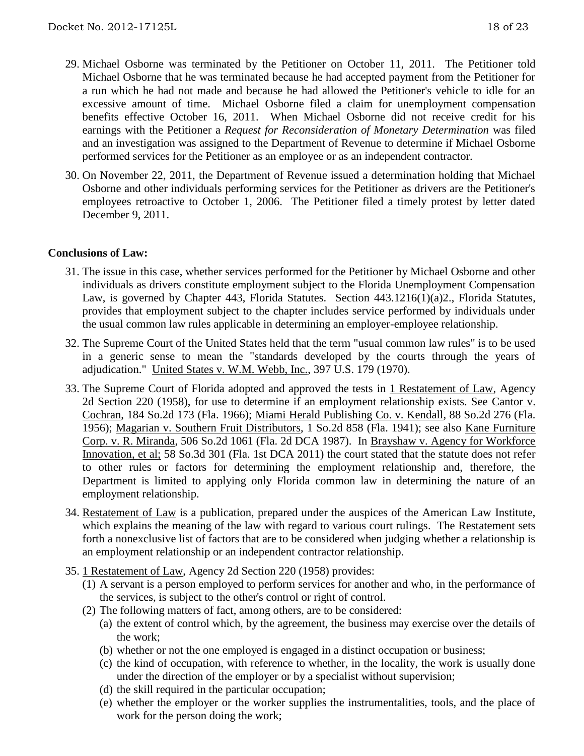29. Michael Osborne was terminated by the Petitioner on October 11, 2011. The Petitioner told Michael Osborne that he was terminated because he had accepted payment from the Petitioner for a run which he had not made and because he had allowed the Petitioner's vehicle to idle for an excessive amount of time. Michael Osborne filed a claim for unemployment compensation benefits effective October 16, 2011. When Michael Osborne did not receive credit for his earnings with the Petitioner a *Request for Reconsideration of Monetary Determination* was filed and an investigation was assigned to the Department of Revenue to determine if Michael Osborne performed services for the Petitioner as an employee or as an independent contractor.

30. On November 22, 2011, the Department of Revenue issued a determination holding that Michael Osborne and other individuals performing services for the Petitioner as drivers are the Petitioner's employees retroactive to October 1, 2006. The Petitioner filed a timely protest by letter dated December 9, 2011.

**Conclusions of Law:**

31. The issue in this case, whether services performed for the Petitioner by Michael Osborne and other individuals as drivers constitute employment subject to the Florida Unemployment Compensation Law, is governed by Chapter 443, Florida Statutes. Section 443.1216(1)(a)2., Florida Statutes, provides that employment subject to the chapter includes service performed by individuals under the usual common law rules applicable in determining an employer-employee relationship.

32. The Supreme Court of the United States held that the term "usual common law rules" is to be used in a generic sense to mean the "standards developed by the courts through the years of adjudication." United States v. W.M. Webb, Inc., 397 U.S. 179 (1970).

33. The Supreme Court of Florida adopted and approved the tests in 1 Restatement of Law, Agency 2d Section 220 (1958), for use to determine if an employment relationship exists. See Cantor v. Cochran, 184 So.2d 173 (Fla. 1966); Miami Herald Publishing Co. v. Kendall, 88 So.2d 276 (Fla. 1956); Magarian v. Southern Fruit Distributors, 1 So.2d 858 (Fla. 1941); see also Kane Furniture Corp. v. R. Miranda, 506 So.2d 1061 (Fla. 2d DCA 1987). In Brayshaw v. Agency for Workforce Innovation, et al; 58 So.3d 301 (Fla. 1st DCA 2011) the court stated that the statute does not refer to other rules or factors for determining the employment relationship and, therefore, the Department is limited to applying only Florida common law in determining the nature of an employment relationship.

34. Restatement of Law is a publication, prepared under the auspices of the American Law Institute, which explains the meaning of the law with regard to various court rulings. The Restatement sets forth a nonexclusive list of factors that are to be considered when judging whether a relationship is an employment relationship or an independent contractor relationship.

35. 1 Restatement of Law, Agency 2d Section 220 (1958) provides:
    (1) A servant is a person employed to perform services for another and who, in the performance of the services, is subject to the other's control or right of control.
    (2) The following matters of fact, among others, are to be considered:
        (a) the extent of control which, by the agreement, the business may exercise over the details of the work;
        (b) whether or not the one employed is engaged in a distinct occupation or business;
        (c) the kind of occupation, with reference to whether, in the locality, the work is usually done under the direction of the employer or by a specialist without supervision;
        (d) the skill required in the particular occupation;
        (e) whether the employer or the worker supplies the instrumentalities, tools, and the place of work for the person doing the work;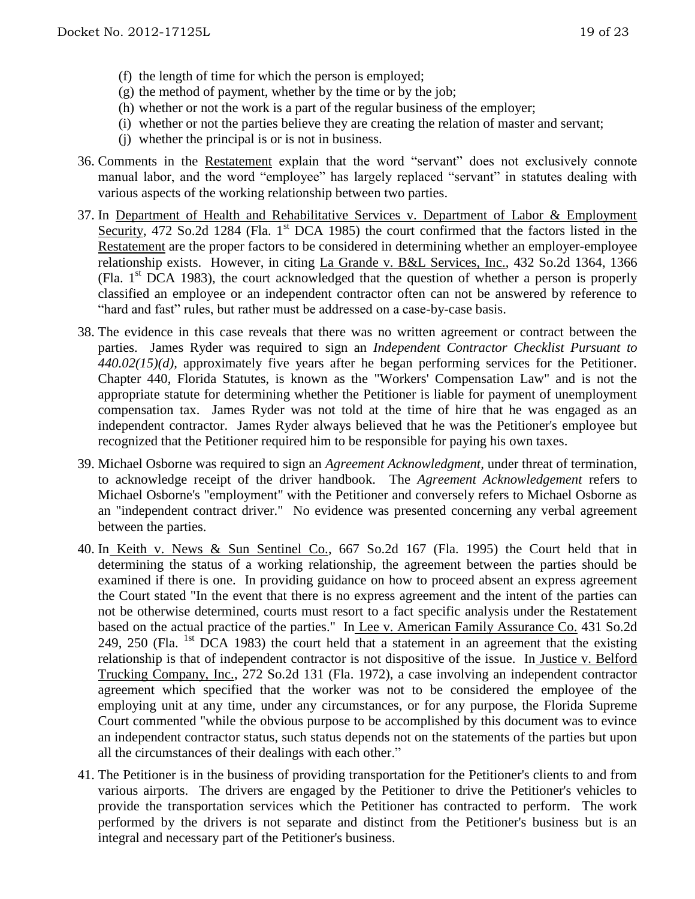(f) the length of time for which the person is employed;
(g) the method of payment, whether by the time or by the job;
(h) whether or not the work is a part of the regular business of the employer;
(i) whether or not the parties believe they are creating the relation of master and servant;
(j) whether the principal is or is not in business.

36. Comments in the Restatement explain that the word "servant" does not exclusively connote manual labor, and the word "employee" has largely replaced "servant" in statutes dealing with various aspects of the working relationship between two parties.

37. In Department of Health and Rehabilitative Services v. Department of Labor & Employment Security, 472 So.2d 1284 (Fla. 1st DCA 1985) the court confirmed that the factors listed in the Restatement are the proper factors to be considered in determining whether an employer-employee relationship exists. However, in citing La Grande v. B&L Services, Inc., 432 So.2d 1364, 1366 (Fla. 1st DCA 1983), the court acknowledged that the question of whether a person is properly classified an employee or an independent contractor often can not be answered by reference to "hard and fast" rules, but rather must be addressed on a case-by-case basis.

38. The evidence in this case reveals that there was no written agreement or contract between the parties. James Ryder was required to sign an *Independent Contractor Checklist Pursuant to 440.02(15)(d)*, approximately five years after he began performing services for the Petitioner. Chapter 440, Florida Statutes, is known as the "Workers' Compensation Law" and is not the appropriate statute for determining whether the Petitioner is liable for payment of unemployment compensation tax. James Ryder was not told at the time of hire that he was engaged as an independent contractor. James Ryder always believed that he was the Petitioner's employee but recognized that the Petitioner required him to be responsible for paying his own taxes.

39. Michael Osborne was required to sign an *Agreement Acknowledgment*, under threat of termination, to acknowledge receipt of the driver handbook. The *Agreement Acknowledgement* refers to Michael Osborne's "employment" with the Petitioner and conversely refers to Michael Osborne as an "independent contract driver." No evidence was presented concerning any verbal agreement between the parties.

40. In Keith v. News & Sun Sentinel Co., 667 So.2d 167 (Fla. 1995) the Court held that in determining the status of a working relationship, the agreement between the parties should be examined if there is one. In providing guidance on how to proceed absent an express agreement the Court stated "In the event that there is no express agreement and the intent of the parties can not be otherwise determined, courts must resort to a fact specific analysis under the Restatement based on the actual practice of the parties." In Lee v. American Family Assurance Co. 431 So.2d 249, 250 (Fla. 1st DCA 1983) the court held that a statement in an agreement that the existing relationship is that of independent contractor is not dispositive of the issue. In Justice v. Belford Trucking Company, Inc., 272 So.2d 131 (Fla. 1972), a case involving an independent contractor agreement which specified that the worker was not to be considered the employee of the employing unit at any time, under any circumstances, or for any purpose, the Florida Supreme Court commented "while the obvious purpose to be accomplished by this document was to evince an independent contractor status, such status depends not on the statements of the parties but upon all the circumstances of their dealings with each other."

41. The Petitioner is in the business of providing transportation for the Petitioner's clients to and from various airports. The drivers are engaged by the Petitioner to drive the Petitioner's vehicles to provide the transportation services which the Petitioner has contracted to perform. The work performed by the drivers is not separate and distinct from the Petitioner's business but is an integral and necessary part of the Petitioner's business.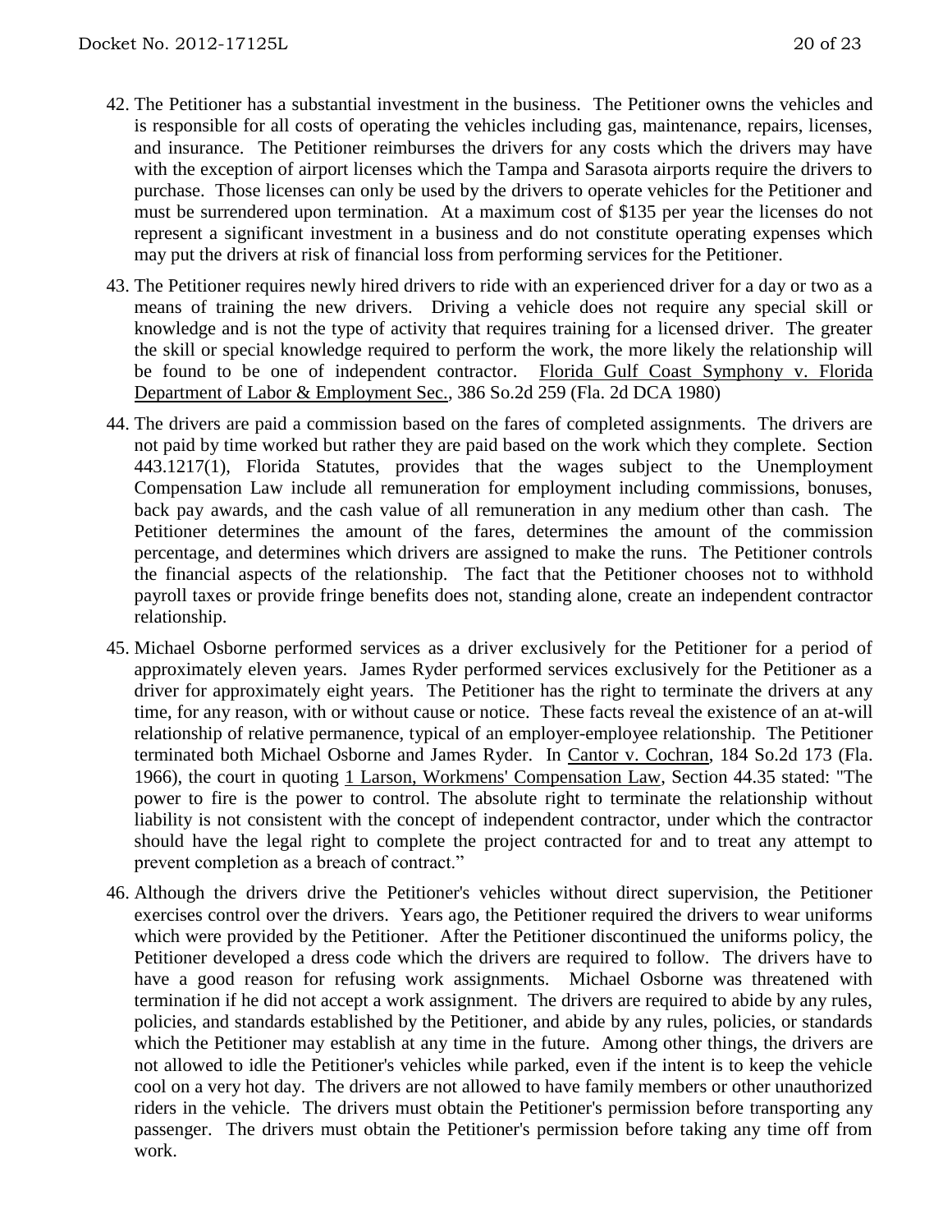42. The Petitioner has a substantial investment in the business. The Petitioner owns the vehicles and is responsible for all costs of operating the vehicles including gas, maintenance, repairs, licenses, and insurance. The Petitioner reimburses the drivers for any costs which the drivers may have with the exception of airport licenses which the Tampa and Sarasota airports require the drivers to purchase. Those licenses can only be used by the drivers to operate vehicles for the Petitioner and must be surrendered upon termination. At a maximum cost of $135 per year the licenses do not represent a significant investment in a business and do not constitute operating expenses which may put the drivers at risk of financial loss from performing services for the Petitioner.

43. The Petitioner requires newly hired drivers to ride with an experienced driver for a day or two as a means of training the new drivers. Driving a vehicle does not require any special skill or knowledge and is not the type of activity that requires training for a licensed driver. The greater the skill or special knowledge required to perform the work, the more likely the relationship will be found to be one of independent contractor. Florida Gulf Coast Symphony v. Florida Department of Labor & Employment Sec., 386 So.2d 259 (Fla. 2d DCA 1980)

44. The drivers are paid a commission based on the fares of completed assignments. The drivers are not paid by time worked but rather they are paid based on the work which they complete. Section 443.1217(1), Florida Statutes, provides that the wages subject to the Unemployment Compensation Law include all remuneration for employment including commissions, bonuses, back pay awards, and the cash value of all remuneration in any medium other than cash. The Petitioner determines the amount of the fares, determines the amount of the commission percentage, and determines which drivers are assigned to make the runs. The Petitioner controls the financial aspects of the relationship. The fact that the Petitioner chooses not to withhold payroll taxes or provide fringe benefits does not, standing alone, create an independent contractor relationship.

45. Michael Osborne performed services as a driver exclusively for the Petitioner for a period of approximately eleven years. James Ryder performed services exclusively for the Petitioner as a driver for approximately eight years. The Petitioner has the right to terminate the drivers at any time, for any reason, with or without cause or notice. These facts reveal the existence of an at-will relationship of relative permanence, typical of an employer-employee relationship. The Petitioner terminated both Michael Osborne and James Ryder. In Cantor v. Cochran, 184 So.2d 173 (Fla. 1966), the court in quoting 1 Larson, Workmens' Compensation Law, Section 44.35 stated: "The power to fire is the power to control. The absolute right to terminate the relationship without liability is not consistent with the concept of independent contractor, under which the contractor should have the legal right to complete the project contracted for and to treat any attempt to prevent completion as a breach of contract."

46. Although the drivers drive the Petitioner's vehicles without direct supervision, the Petitioner exercises control over the drivers. Years ago, the Petitioner required the drivers to wear uniforms which were provided by the Petitioner. After the Petitioner discontinued the uniforms policy, the Petitioner developed a dress code which the drivers are required to follow. The drivers have to have a good reason for refusing work assignments. Michael Osborne was threatened with termination if he did not accept a work assignment. The drivers are required to abide by any rules, policies, and standards established by the Petitioner, and abide by any rules, policies, or standards which the Petitioner may establish at any time in the future. Among other things, the drivers are not allowed to idle the Petitioner's vehicles while parked, even if the intent is to keep the vehicle cool on a very hot day. The drivers are not allowed to have family members or other unauthorized riders in the vehicle. The drivers must obtain the Petitioner's permission before transporting any passenger. The drivers must obtain the Petitioner's permission before taking any time off from work.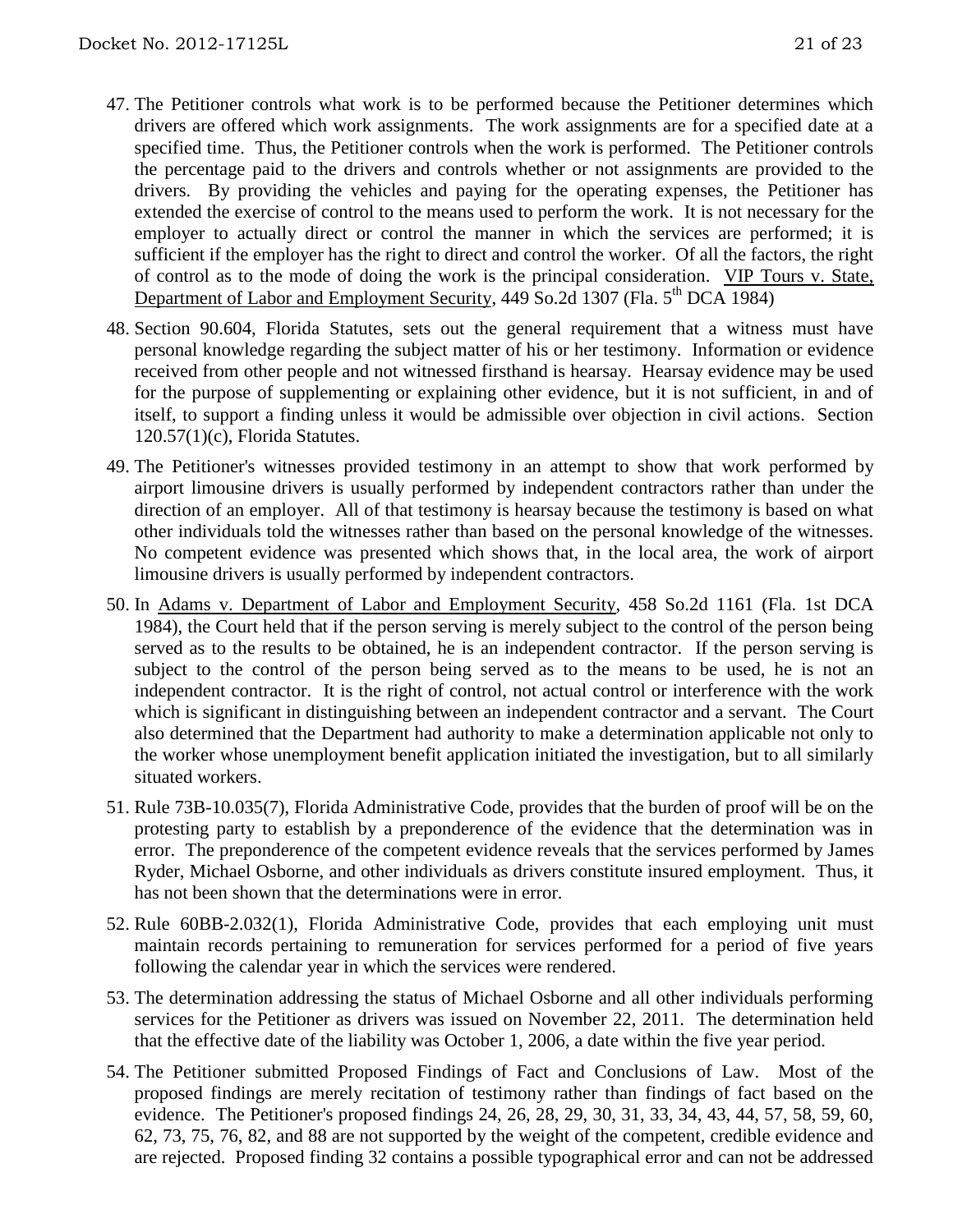47. The Petitioner controls what work is to be performed because the Petitioner determines which drivers are offered which work assignments. The work assignments are for a specified date at a specified time. Thus, the Petitioner controls when the work is performed. The Petitioner controls the percentage paid to the drivers and controls whether or not assignments are provided to the drivers. By providing the vehicles and paying for the operating expenses, the Petitioner has extended the exercise of control to the means used to perform the work. It is not necessary for the employer to actually direct or control the manner in which the services are performed; it is sufficient if the employer has the right to direct and control the worker. Of all the factors, the right of control as to the mode of doing the work is the principal consideration. VIP Tours v. State, Department of Labor and Employment Security, 449 So.2d 1307 (Fla. 5th DCA 1984)

48. Section 90.604, Florida Statutes, sets out the general requirement that a witness must have personal knowledge regarding the subject matter of his or her testimony. Information or evidence received from other people and not witnessed firsthand is hearsay. Hearsay evidence may be used for the purpose of supplementing or explaining other evidence, but it is not sufficient, in and of itself, to support a finding unless it would be admissible over objection in civil actions. Section 120.57(1)(c), Florida Statutes.

49. The Petitioner's witnesses provided testimony in an attempt to show that work performed by airport limousine drivers is usually performed by independent contractors rather than under the direction of an employer. All of that testimony is hearsay because the testimony is based on what other individuals told the witnesses rather than based on the personal knowledge of the witnesses. No competent evidence was presented which shows that, in the local area, the work of airport limousine drivers is usually performed by independent contractors.

50. In Adams v. Department of Labor and Employment Security, 458 So.2d 1161 (Fla. 1st DCA 1984), the Court held that if the person serving is merely subject to the control of the person being served as to the results to be obtained, he is an independent contractor. If the person serving is subject to the control of the person being served as to the means to be used, he is not an independent contractor. It is the right of control, not actual control or interference with the work which is significant in distinguishing between an independent contractor and a servant. The Court also determined that the Department had authority to make a determination applicable not only to the worker whose unemployment benefit application initiated the investigation, but to all similarly situated workers.

51. Rule 73B-10.035(7), Florida Administrative Code, provides that the burden of proof will be on the protesting party to establish by a preponderence of the evidence that the determination was in error. The preponderence of the competent evidence reveals that the services performed by James Ryder, Michael Osborne, and other individuals as drivers constitute insured employment. Thus, it has not been shown that the determinations were in error.

52. Rule 60BB-2.032(1), Florida Administrative Code, provides that each employing unit must maintain records pertaining to remuneration for services performed for a period of five years following the calendar year in which the services were rendered.

53. The determination addressing the status of Michael Osborne and all other individuals performing services for the Petitioner as drivers was issued on November 22, 2011. The determination held that the effective date of the liability was October 1, 2006, a date within the five year period.

54. The Petitioner submitted Proposed Findings of Fact and Conclusions of Law. Most of the proposed findings are merely recitation of testimony rather than findings of fact based on the evidence. The Petitioner's proposed findings 24, 26, 28, 29, 30, 31, 33, 34, 43, 44, 57, 58, 59, 60, 62, 73, 75, 76, 82, and 88 are not supported by the weight of the competent, credible evidence and are rejected. Proposed finding 32 contains a possible typographical error and can not be addressed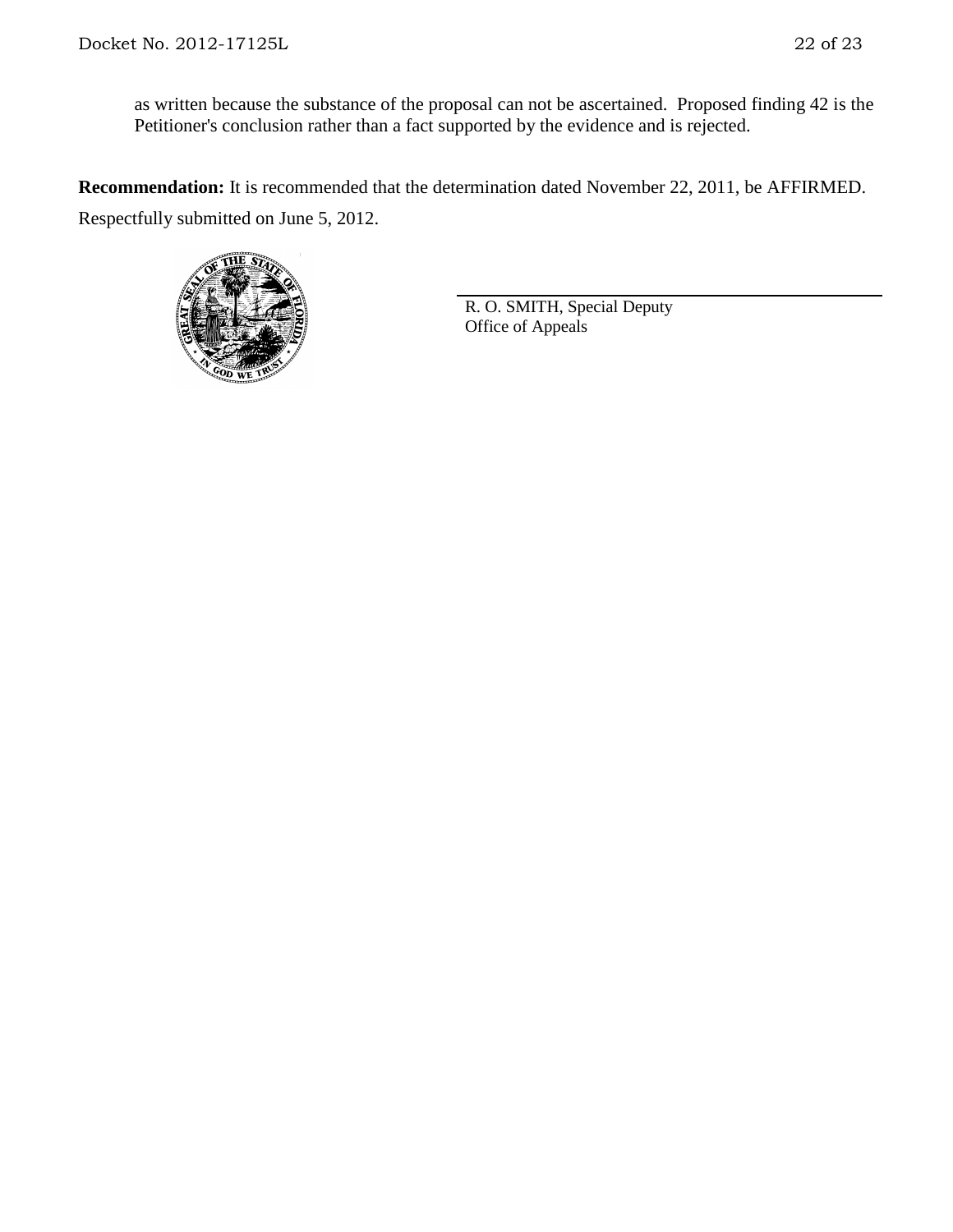as written because the substance of the proposal can not be ascertained. Proposed finding 42 is the Petitioner's conclusion rather than a fact supported by the evidence and is rejected.

**Recommendation:** It is recommended that the determination dated November 22, 2011, be AFFIRMED.

Respectfully submitted on June 5, 2012.

R. O. SMITH, Special Deputy
Office of Appeals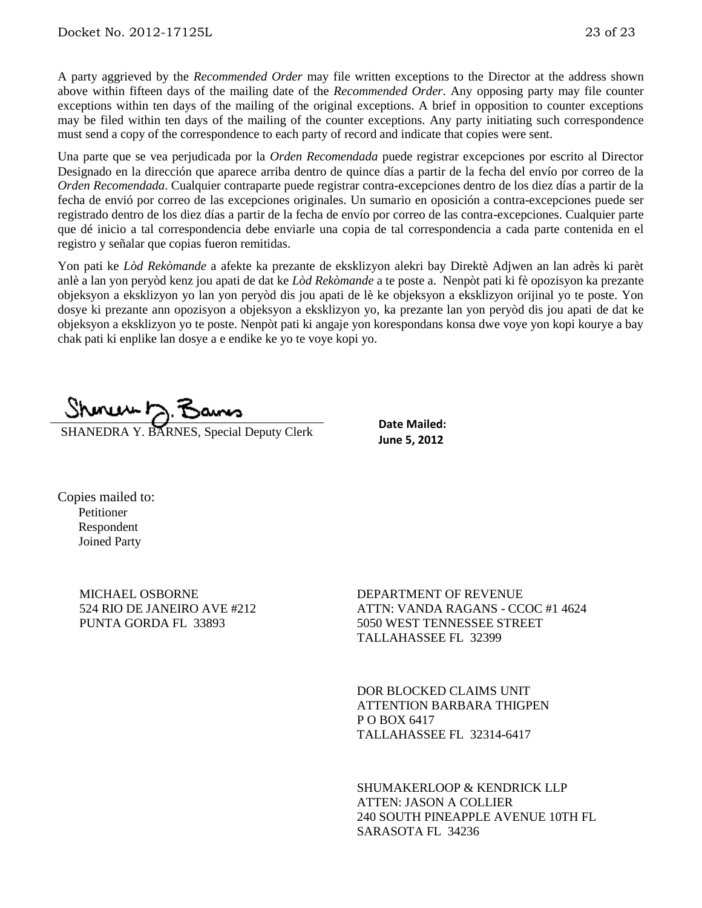A party aggrieved by the *Recommended Order* may file written exceptions to the Director at the address shown above within fifteen days of the mailing date of the *Recommended Order*. Any opposing party may file counter exceptions within ten days of the mailing of the original exceptions. A brief in opposition to counter exceptions may be filed within ten days of the mailing of the counter exceptions. Any party initiating such correspondence must send a copy of the correspondence to each party of record and indicate that copies were sent.

Una parte que se vea perjudicada por la *Orden Recomendada* puede registrar excepciones por escrito al Director Designado en la dirección que aparece arriba dentro de quince días a partir de la fecha del envío por correo de la *Orden Recomendada*. Cualquier contraparte puede registrar contra-excepciones dentro de los diez días a partir de la fecha de envió por correo de las excepciones originales. Un sumario en oposición a contra-excepciones puede ser registrado dentro de los diez días a partir de la fecha de envío por correo de las contra-excepciones. Cualquier parte que dé inicio a tal correspondencia debe enviarle una copia de tal correspondencia a cada parte contenida en el registro y señalar que copias fueron remitidas.

Yon pati ke *Lòd Rekòmande* a afekte ka prezante de eksklizyon alekri bay Direktè Adjwen an lan adrès ki parèt anlè a lan yon peryòd kenz jou apati de dat ke *Lòd Rekòmande* a te poste a. Nenpòt pati ki fè opozisyon ka prezante objeksyon a eksklizyon yo lan yon peryòd dis jou apati de lè ke objeksyon a eksklizyon orijinal yo te poste. Yon dosye ki prezante ann opozisyon a objeksyon a eksklizyon yo, ka prezante lan yon peryòd dis jou apati de dat ke objeksyon a eksklizyon yo te poste. Nenpòt pati ki angaje yon korespondans konsa dwe voye yon kopi kourye a bay chak pati ki enplike lan dosye a e endike ke yo te voye kopi yo.

Shanedra Y. Barnes

SHANEDRA Y. BARNES, Special Deputy Clerk

**Date Mailed:**
**June 5, 2012**

Copies mailed to:
Petitioner
Respondent
Joined Party

MICHAEL OSBORNE
524 RIO DE JANEIRO AVE #212
PUNTA GORDA FL 33893

DEPARTMENT OF REVENUE
ATTN: VANDA RAGANS - CCOC #1 4624
5050 WEST TENNESSEE STREET
TALLAHASSEE FL 32399

DOR BLOCKED CLAIMS UNIT
ATTENTION BARBARA THIGPEN
P O BOX 6417
TALLAHASSEE FL 32314-6417

SHUMAKERLOOP & KENDRICK LLP
ATTEN: JASON A COLLIER
240 SOUTH PINEAPPLE AVENUE 10TH FL
SARASOTA FL 34236